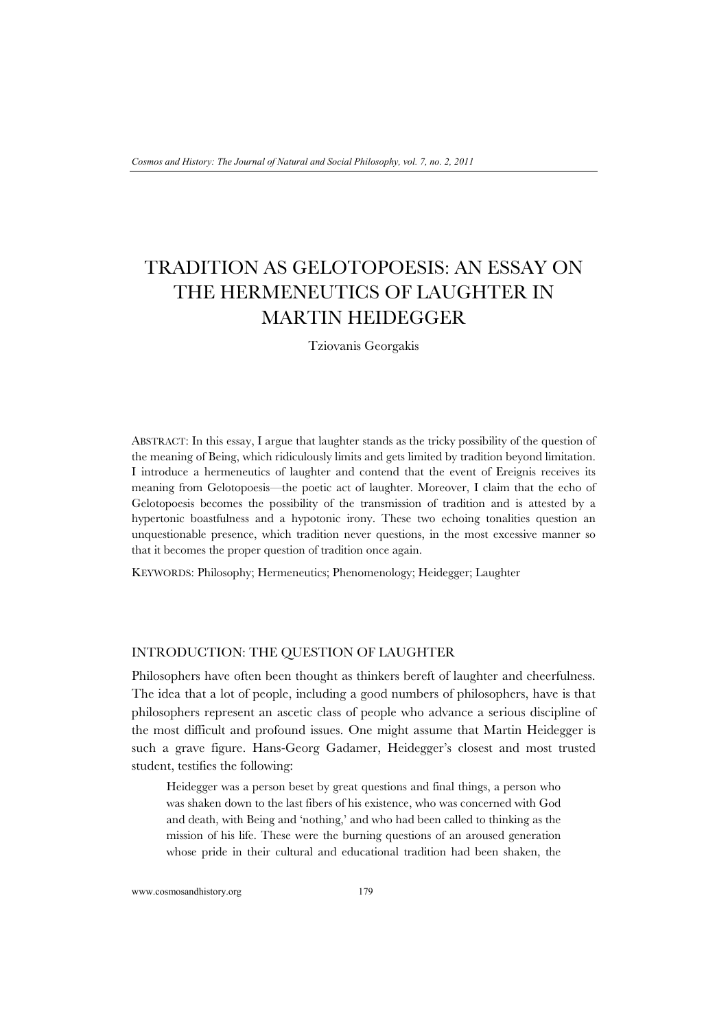# TRADITION AS GELOTOPOESIS: AN ESSAY ON THE HERMENEUTICS OF LAUGHTER IN MARTIN HEIDEGGER

Tziovanis Georgakis

ABSTRACT: In this essay, I argue that laughter stands as the tricky possibility of the question of the meaning of Being, which ridiculously limits and gets limited by tradition beyond limitation. I introduce a hermeneutics of laughter and contend that the event of Ereignis receives its meaning from Gelotopoesis—the poetic act of laughter. Moreover, I claim that the echo of Gelotopoesis becomes the possibility of the transmission of tradition and is attested by a hypertonic boastfulness and a hypotonic irony. These two echoing tonalities question an unquestionable presence, which tradition never questions, in the most excessive manner so that it becomes the proper question of tradition once again.

KEYWORDS: Philosophy; Hermeneutics; Phenomenology; Heidegger; Laughter

## INTRODUCTION: THE QUESTION OF LAUGHTER

Philosophers have often been thought as thinkers bereft of laughter and cheerfulness. The idea that a lot of people, including a good numbers of philosophers, have is that philosophers represent an ascetic class of people who advance a serious discipline of the most difficult and profound issues. One might assume that Martin Heidegger is such a grave figure. Hans-Georg Gadamer, Heidegger's closest and most trusted student, testifies the following:

> Heidegger was a person beset by great questions and final things, a person who was shaken down to the last fibers of his existence, who was concerned with God and death, with Being and 'nothing,' and who had been called to thinking as the mission of his life. These were the burning questions of an aroused generation whose pride in their cultural and educational tradition had been shaken, the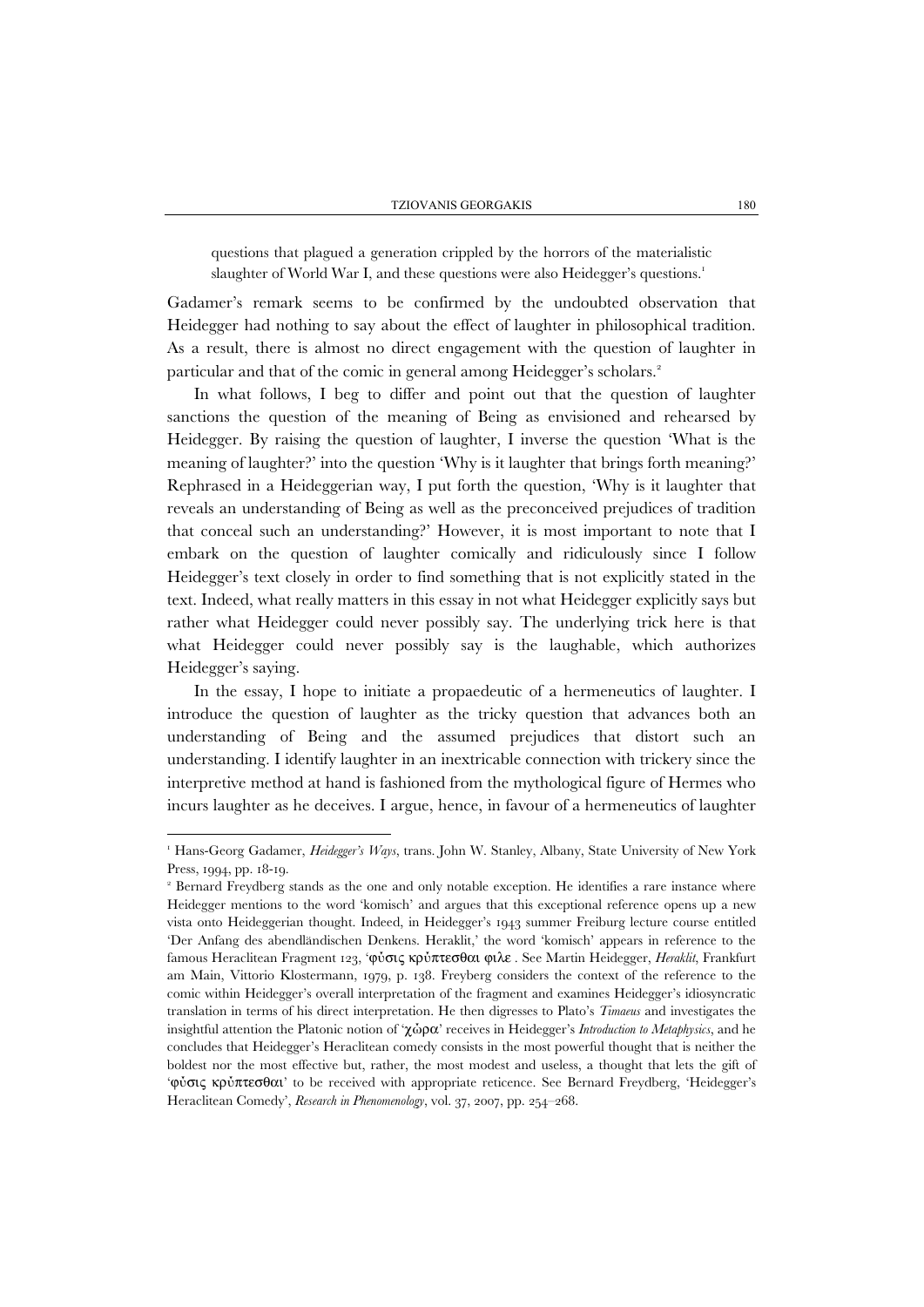> questions that plagued a generation crippled by the horrors of the materialistic slaughter of World War I, and these questions were also Heidegger's questions.[1]

Gadamer's remark seems to be confirmed by the undoubted observation that Heidegger had nothing to say about the effect of laughter in philosophical tradition. As a result, there is almost no direct engagement with the question of laughter in particular and that of the comic in general among Heidegger's scholars.[2]

In what follows, I beg to differ and point out that the question of laughter sanctions the question of the meaning of Being as envisioned and rehearsed by Heidegger. By raising the question of laughter, I inverse the question 'What is the meaning of laughter?' into the question 'Why is it laughter that brings forth meaning?' Rephrased in a Heideggerian way, I put forth the question, 'Why is it laughter that reveals an understanding of Being as well as the preconceived prejudices of tradition that conceal such an understanding?' However, it is most important to note that I embark on the question of laughter comically and ridiculously since I follow Heidegger's text closely in order to find something that is not explicitly stated in the text. Indeed, what really matters in this essay in not what Heidegger explicitly says but rather what Heidegger could never possibly say. The underlying trick here is that what Heidegger could never possibly say is the laughable, which authorizes Heidegger's saying.

In the essay, I hope to initiate a propaedeutic of a hermeneutics of laughter. I introduce the question of laughter as the tricky question that advances both an understanding of Being and the assumed prejudices that distort such an understanding. I identify laughter in an inextricable connection with trickery since the interpretive method at hand is fashioned from the mythological figure of Hermes who incurs laughter as he deceives. I argue, hence, in favour of a hermeneutics of laughter

---

[1] Hans-Georg Gadamer, *Heidegger's Ways*, trans. John W. Stanley, Albany, State University of New York Press, 1994, pp. 18-19.

[2] Bernard Freydberg stands as the one and only notable exception. He identifies a rare instance where Heidegger mentions to the word 'komisch' and argues that this exceptional reference opens up a new vista onto Heideggerian thought. Indeed, in Heidegger's 1943 summer Freiburg lecture course entitled 'Der Anfang des abendländischen Denkens. Heraklit,' the word 'komisch' appears in reference to the famous Heraclitean Fragment 123, 'φύσις κρύπτεσθαι φιλε . See Martin Heidegger, *Heraklit*, Frankfurt am Main, Vittorio Klostermann, 1979, p. 138. Freyberg considers the context of the reference to the comic within Heidegger's overall interpretation of the fragment and examines Heidegger's idiosyncratic translation in terms of his direct interpretation. He then digresses to Plato's *Timaeus* and investigates the insightful attention the Platonic notion of 'χώρα' receives in Heidegger's *Introduction to Metaphysics*, and he concludes that Heidegger's Heraclitean comedy consists in the most powerful thought that is neither the boldest nor the most effective but, rather, the most modest and useless, a thought that lets the gift of 'φύσις κρύπτεσθαι' to be received with appropriate reticence. See Bernard Freydberg, 'Heidegger's Heraclitean Comedy', *Research in Phenomenology*, vol. 37, 2007, pp. 254–268.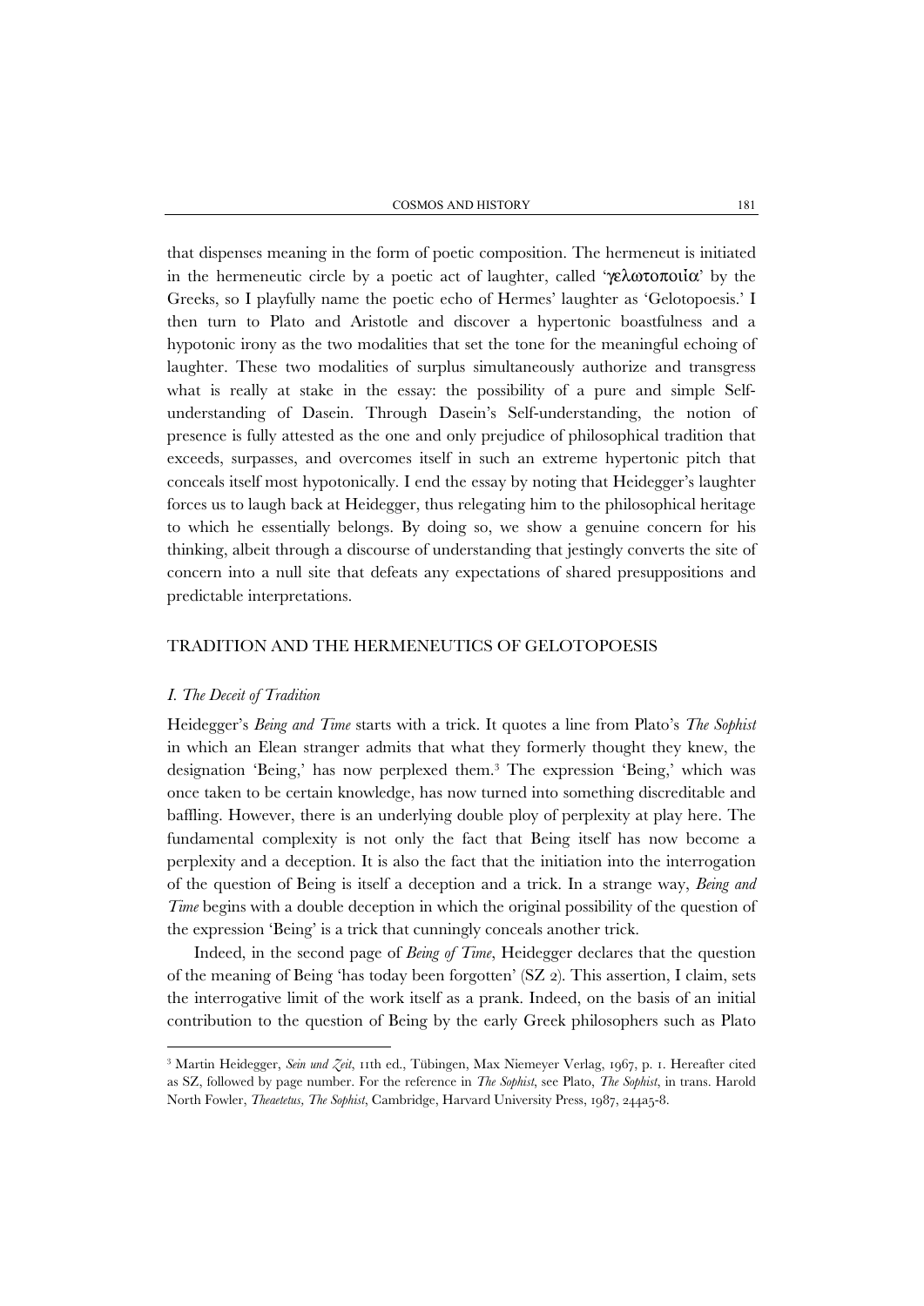that dispenses meaning in the form of poetic composition. The hermeneut is initiated in the hermeneutic circle by a poetic act of laughter, called 'γελωτοποιία' by the Greeks, so I playfully name the poetic echo of Hermes' laughter as 'Gelotopoesis.' I then turn to Plato and Aristotle and discover a hypertonic boastfulness and a hypotonic irony as the two modalities that set the tone for the meaningful echoing of laughter. These two modalities of surplus simultaneously authorize and transgress what is really at stake in the essay: the possibility of a pure and simple Self-understanding of Dasein. Through Dasein's Self-understanding, the notion of presence is fully attested as the one and only prejudice of philosophical tradition that exceeds, surpasses, and overcomes itself in such an extreme hypertonic pitch that conceals itself most hypotonically. I end the essay by noting that Heidegger's laughter forces us to laugh back at Heidegger, thus relegating him to the philosophical heritage to which he essentially belongs. By doing so, we show a genuine concern for his thinking, albeit through a discourse of understanding that jestingly converts the site of concern into a null site that defeats any expectations of shared presuppositions and predictable interpretations.

## TRADITION AND THE HERMENEUTICS OF GELOTOPOESIS

### *I. The Deceit of Tradition*

Heidegger's *Being and Time* starts with a trick. It quotes a line from Plato's *The Sophist* in which an Elean stranger admits that what they formerly thought they knew, the designation 'Being,' has now perplexed them.[3] The expression 'Being,' which was once taken to be certain knowledge, has now turned into something discreditable and baffling. However, there is an underlying double ploy of perplexity at play here. The fundamental complexity is not only the fact that Being itself has now become a perplexity and a deception. It is also the fact that the initiation into the interrogation of the question of Being is itself a deception and a trick. In a strange way, *Being and Time* begins with a double deception in which the original possibility of the question of the expression 'Being' is a trick that cunningly conceals another trick.

Indeed, in the second page of *Being of Time*, Heidegger declares that the question of the meaning of Being 'has today been forgotten' (SZ 2). This assertion, I claim, sets the interrogative limit of the work itself as a prank. Indeed, on the basis of an initial contribution to the question of Being by the early Greek philosophers such as Plato

---

[3] Martin Heidegger, *Sein und Zeit*, 11th ed., Tübingen, Max Niemeyer Verlag, 1967, p. 1. Hereafter cited as SZ, followed by page number. For the reference in *The Sophist*, see Plato, *The Sophist*, in trans. Harold North Fowler, *Theaetetus, The Sophist*, Cambridge, Harvard University Press, 1987, 244a5-8.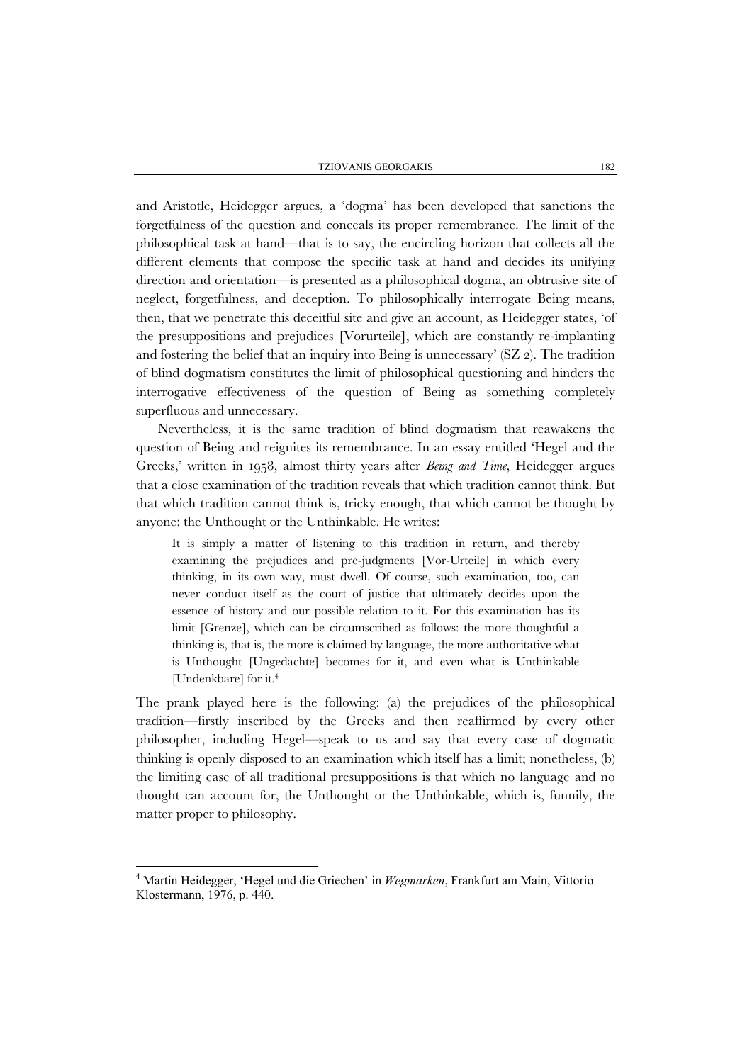and Aristotle, Heidegger argues, a 'dogma' has been developed that sanctions the forgetfulness of the question and conceals its proper remembrance. The limit of the philosophical task at hand—that is to say, the encircling horizon that collects all the different elements that compose the specific task at hand and decides its unifying direction and orientation—is presented as a philosophical dogma, an obtrusive site of neglect, forgetfulness, and deception. To philosophically interrogate Being means, then, that we penetrate this deceitful site and give an account, as Heidegger states, 'of the presuppositions and prejudices [Vorurteile], which are constantly re-implanting and fostering the belief that an inquiry into Being is unnecessary' (SZ 2). The tradition of blind dogmatism constitutes the limit of philosophical questioning and hinders the interrogative effectiveness of the question of Being as something completely superfluous and unnecessary.

Nevertheless, it is the same tradition of blind dogmatism that reawakens the question of Being and reignites its remembrance. In an essay entitled 'Hegel and the Greeks,' written in 1958, almost thirty years after *Being and Time*, Heidegger argues that a close examination of the tradition reveals that which tradition cannot think. But that which tradition cannot think is, tricky enough, that which cannot be thought by anyone: the Unthought or the Unthinkable. He writes:

> It is simply a matter of listening to this tradition in return, and thereby examining the prejudices and pre-judgments [Vor-Urteile] in which every thinking, in its own way, must dwell. Of course, such examination, too, can never conduct itself as the court of justice that ultimately decides upon the essence of history and our possible relation to it. For this examination has its limit [Grenze], which can be circumscribed as follows: the more thoughtful a thinking is, that is, the more is claimed by language, the more authoritative what is Unthought [Ungedachte] becomes for it, and even what is Unthinkable [Undenkbare] for it.[4]

The prank played here is the following: (a) the prejudices of the philosophical tradition—firstly inscribed by the Greeks and then reaffirmed by every other philosopher, including Hegel—speak to us and say that every case of dogmatic thinking is openly disposed to an examination which itself has a limit; nonetheless, (b) the limiting case of all traditional presuppositions is that which no language and no thought can account for, the Unthought or the Unthinkable, which is, funnily, the matter proper to philosophy.

---

[4] Martin Heidegger, 'Hegel und die Griechen' in *Wegmarken*, Frankfurt am Main, Vittorio Klostermann, 1976, p. 440.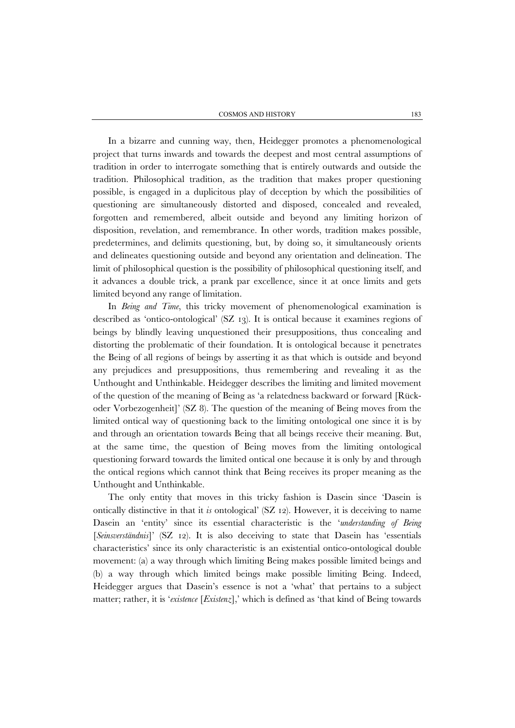In a bizarre and cunning way, then, Heidegger promotes a phenomenological project that turns inwards and towards the deepest and most central assumptions of tradition in order to interrogate something that is entirely outwards and outside the tradition. Philosophical tradition, as the tradition that makes proper questioning possible, is engaged in a duplicitous play of deception by which the possibilities of questioning are simultaneously distorted and disposed, concealed and revealed, forgotten and remembered, albeit outside and beyond any limiting horizon of disposition, revelation, and remembrance. In other words, tradition makes possible, predetermines, and delimits questioning, but, by doing so, it simultaneously orients and delineates questioning outside and beyond any orientation and delineation. The limit of philosophical question is the possibility of philosophical questioning itself, and it advances a double trick, a prank par excellence, since it at once limits and gets limited beyond any range of limitation.

In *Being and Time*, this tricky movement of phenomenological examination is described as 'ontico-ontological' (SZ 13). It is ontical because it examines regions of beings by blindly leaving unquestioned their presuppositions, thus concealing and distorting the problematic of their foundation. It is ontological because it penetrates the Being of all regions of beings by asserting it as that which is outside and beyond any prejudices and presuppositions, thus remembering and revealing it as the Unthought and Unthinkable. Heidegger describes the limiting and limited movement of the question of the meaning of Being as 'a relatedness backward or forward [Rück- oder Vorbezogenheit]' (SZ 8). The question of the meaning of Being moves from the limited ontical way of questioning back to the limiting ontological one since it is by and through an orientation towards Being that all beings receive their meaning. But, at the same time, the question of Being moves from the limiting ontological questioning forward towards the limited ontical one because it is only by and through the ontical regions which cannot think that Being receives its proper meaning as the Unthought and Unthinkable.

The only entity that moves in this tricky fashion is Dasein since 'Dasein is ontically distinctive in that it *is* ontological' (SZ 12). However, it is deceiving to name Dasein an 'entity' since its essential characteristic is the '*understanding of Being* [*Seinsverständnis*]' (SZ 12). It is also deceiving to state that Dasein has 'essentials characteristics' since its only characteristic is an existential ontico-ontological double movement: (a) a way through which limiting Being makes possible limited beings and (b) a way through which limited beings make possible limiting Being. Indeed, Heidegger argues that Dasein's essence is not a 'what' that pertains to a subject matter; rather, it is '*existence* [*Existenz*],' which is defined as 'that kind of Being towards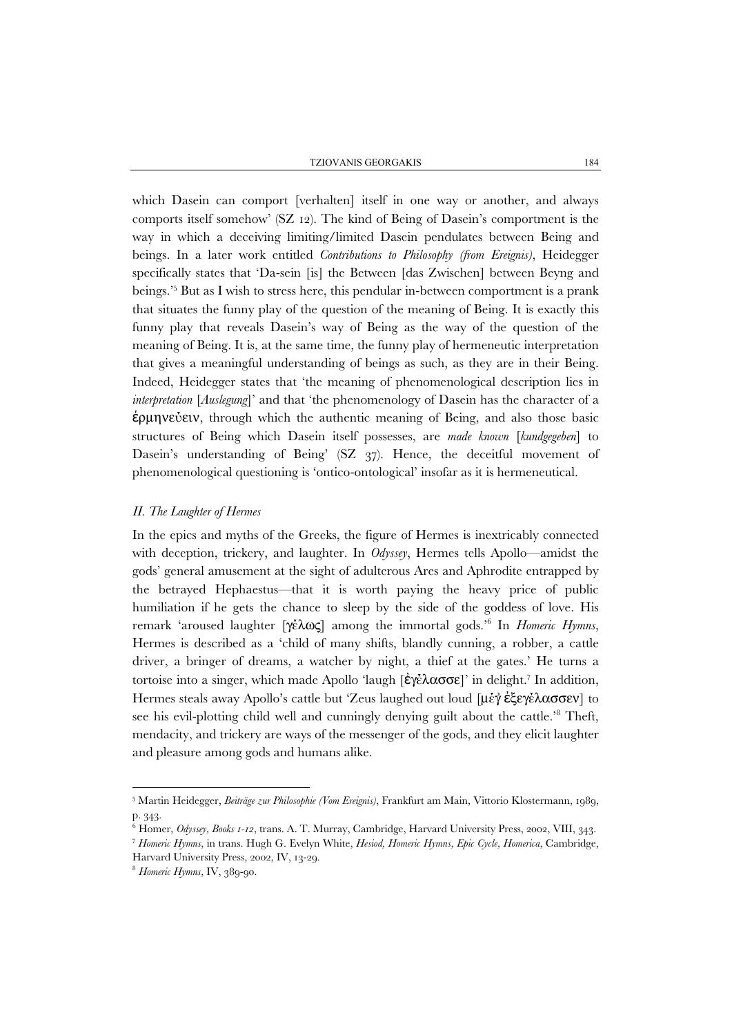which Dasein can comport [verhalten] itself in one way or another, and always comports itself somehow' (SZ 12). The kind of Being of Dasein's comportment is the way in which a deceiving limiting/limited Dasein pendulates between Being and beings. In a later work entitled *Contributions to Philosophy (from Ereignis)*, Heidegger specifically states that 'Da-sein [is] the Between [das Zwischen] between Beyng and beings.'[5] But as I wish to stress here, this pendular in-between comportment is a prank that situates the funny play of the question of the meaning of Being. It is exactly this funny play that reveals Dasein's way of Being as the way of the question of the meaning of Being. It is, at the same time, the funny play of hermeneutic interpretation that gives a meaningful understanding of beings as such, as they are in their Being. Indeed, Heidegger states that 'the meaning of phenomenological description lies in *interpretation* [*Auslegung*]' and that 'the phenomenology of Dasein has the character of a ἑρμηνεύειν, through which the authentic meaning of Being, and also those basic structures of Being which Dasein itself possesses, are *made known* [*kundgegeben*] to Dasein's understanding of Being' (SZ 37). Hence, the deceitful movement of phenomenological questioning is 'ontico-ontological' insofar as it is hermeneutical.

### *II. The Laughter of Hermes*

In the epics and myths of the Greeks, the figure of Hermes is inextricably connected with deception, trickery, and laughter. In *Odyssey*, Hermes tells Apollo—amidst the gods' general amusement at the sight of adulterous Ares and Aphrodite entrapped by the betrayed Hephaestus—that it is worth paying the heavy price of public humiliation if he gets the chance to sleep by the side of the goddess of love. His remark 'aroused laughter [γέλως] among the immortal gods.'[6] In *Homeric Hymns*, Hermes is described as a 'child of many shifts, blandly cunning, a robber, a cattle driver, a bringer of dreams, a watcher by night, a thief at the gates.' He turns a tortoise into a singer, which made Apollo 'laugh [ἐγέλασσε]' in delight.[7] In addition, Hermes steals away Apollo's cattle but 'Zeus laughed out loud [μέγ᾽ ἐξεγέλασσεν] to see his evil-plotting child well and cunningly denying guilt about the cattle.'[8] Theft, mendacity, and trickery are ways of the messenger of the gods, and they elicit laughter and pleasure among gods and humans alike.

---

[5] Martin Heidegger, *Beiträge zur Philosophie (Vom Ereignis)*, Frankfurt am Main, Vittorio Klostermann, 1989, p. 343.

[6] Homer, *Odyssey, Books 1-12*, trans. A. T. Murray, Cambridge, Harvard University Press, 2002, VIII, 343.

[7] *Homeric Hymns*, in trans. Hugh G. Evelyn White, *Hesiod, Homeric Hymns, Epic Cycle, Homerica*, Cambridge, Harvard University Press, 2002, IV, 13-29.

[8] *Homeric Hymns*, IV, 389-90.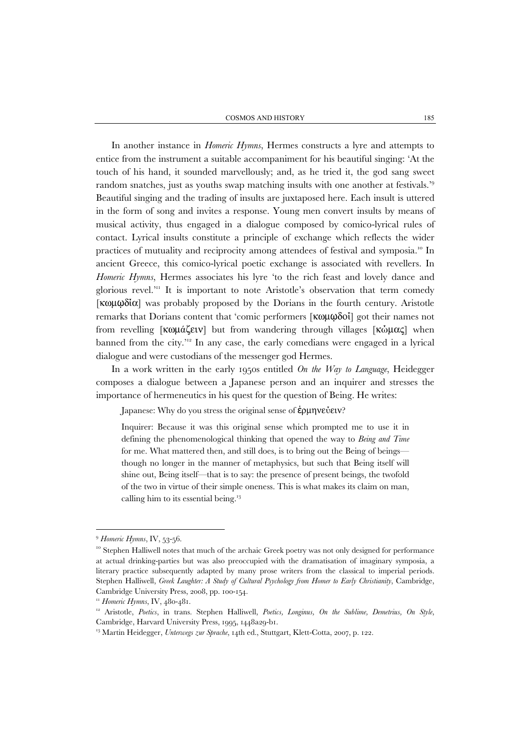In another instance in *Homeric Hymns*, Hermes constructs a lyre and attempts to entice from the instrument a suitable accompaniment for his beautiful singing: 'At the touch of his hand, it sounded marvellously; and, as he tried it, the god sang sweet random snatches, just as youths swap matching insults with one another at festivals.'[9] Beautiful singing and the trading of insults are juxtaposed here. Each insult is uttered in the form of song and invites a response. Young men convert insults by means of musical activity, thus engaged in a dialogue composed by comico-lyrical rules of contact. Lyrical insults constitute a principle of exchange which reflects the wider practices of mutuality and reciprocity among attendees of festival and symposia.[10] In ancient Greece, this comico-lyrical poetic exchange is associated with revellers. In *Homeric Hymns*, Hermes associates his lyre 'to the rich feast and lovely dance and glorious revel.'[11] It is important to note Aristotle's observation that term comedy [κωμῳδία] was probably proposed by the Dorians in the fourth century. Aristotle remarks that Dorians content that 'comic performers [κωμῳδοὶ] got their names not from revelling [κωμάζειν] but from wandering through villages [κώμας] when banned from the city.'[12] In any case, the early comedians were engaged in a lyrical dialogue and were custodians of the messenger god Hermes.

In a work written in the early 1950s entitled *On the Way to Language*, Heidegger composes a dialogue between a Japanese person and an inquirer and stresses the importance of hermeneutics in his quest for the question of Being. He writes:

> Japanese: Why do you stress the original sense of ἑρμηνεύειν?
>
> Inquirer: Because it was this original sense which prompted me to use it in defining the phenomenological thinking that opened the way to *Being and Time* for me. What mattered then, and still does, is to bring out the Being of beings—though no longer in the manner of metaphysics, but such that Being itself will shine out, Being itself—that is to say: the presence of present beings, the twofold of the two in virtue of their simple oneness. This is what makes its claim on man, calling him to its essential being.[13]

---

[9] *Homeric Hymns*, IV, 53-56.

[10] Stephen Halliwell notes that much of the archaic Greek poetry was not only designed for performance at actual drinking-parties but was also preoccupied with the dramatisation of imaginary symposia, a literary practice subsequently adapted by many prose writers from the classical to imperial periods. Stephen Halliwell, *Greek Laughter: A Study of Cultural Psychology from Homer to Early Christianity*, Cambridge, Cambridge University Press, 2008, pp. 100-154.

[11] *Homeric Hymns*, IV, 480-481.

[12] Aristotle, *Poetics*, in trans. Stephen Halliwell, *Poetics, Longinus, On the Sublime, Demetrius, On Style*, Cambridge, Harvard University Press, 1995, 1448a29-b1.

[13] Martin Heidegger, *Unterwegs zur Sprache*, 14th ed., Stuttgart, Klett-Cotta, 2007, p. 122.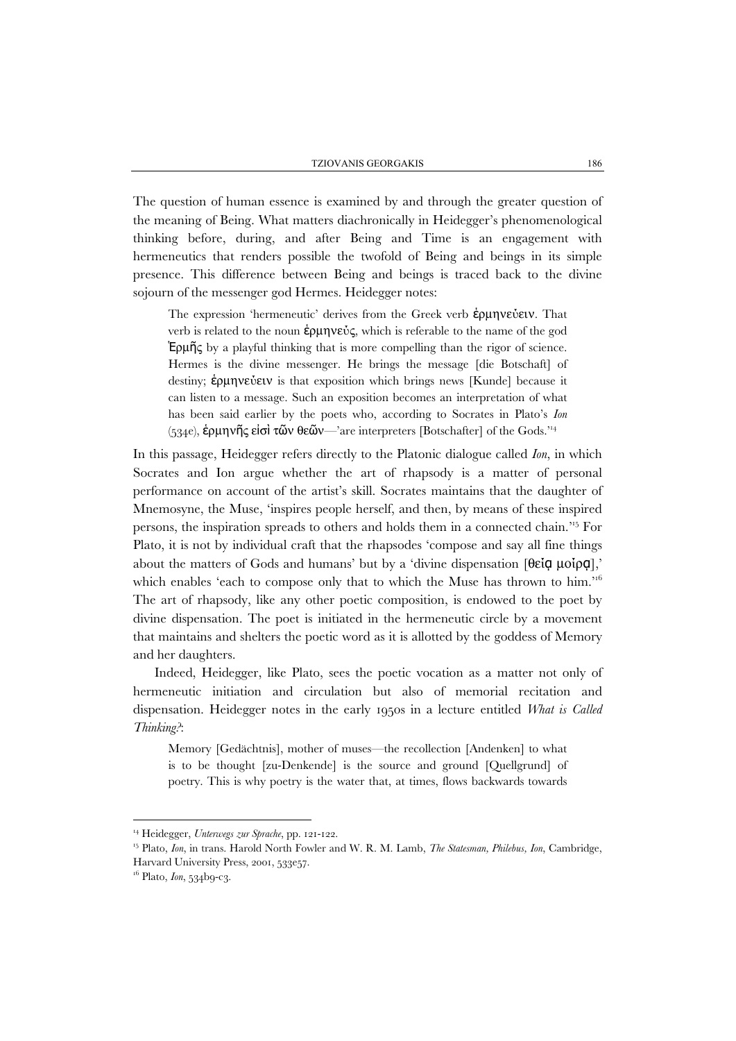The question of human essence is examined by and through the greater question of the meaning of Being. What matters diachronically in Heidegger's phenomenological thinking before, during, and after Being and Time is an engagement with hermeneutics that renders possible the twofold of Being and beings in its simple presence. This difference between Being and beings is traced back to the divine sojourn of the messenger god Hermes. Heidegger notes:

> The expression 'hermeneutic' derives from the Greek verb ἑρμηνεύειν. That verb is related to the noun ἑρμηνεύς, which is referable to the name of the god Ἑρμῆς by a playful thinking that is more compelling than the rigor of science. Hermes is the divine messenger. He brings the message [die Botschaft] of destiny; ἑρμηνεύειν is that exposition which brings news [Kunde] because it can listen to a message. Such an exposition becomes an interpretation of what has been said earlier by the poets who, according to Socrates in Plato's *Ion* (534e), ἑρμηνῆς εἰσὶ τῶν θεῶν—'are interpreters [Botschafter] of the Gods.'[14]

In this passage, Heidegger refers directly to the Platonic dialogue called *Ion*, in which Socrates and Ion argue whether the art of rhapsody is a matter of personal performance on account of the artist's skill. Socrates maintains that the daughter of Mnemosyne, the Muse, 'inspires people herself, and then, by means of these inspired persons, the inspiration spreads to others and holds them in a connected chain.'[15] For Plato, it is not by individual craft that the rhapsodes 'compose and say all fine things about the matters of Gods and humans' but by a 'divine dispensation [θείᾳ μοίρᾳ],' which enables 'each to compose only that to which the Muse has thrown to him.'[16] The art of rhapsody, like any other poetic composition, is endowed to the poet by divine dispensation. The poet is initiated in the hermeneutic circle by a movement that maintains and shelters the poetic word as it is allotted by the goddess of Memory and her daughters.

Indeed, Heidegger, like Plato, sees the poetic vocation as a matter not only of hermeneutic initiation and circulation but also of memorial recitation and dispensation. Heidegger notes in the early 1950s in a lecture entitled *What is Called Thinking?*:

> Memory [Gedächtnis], mother of muses—the recollection [Andenken] to what is to be thought [zu-Denkende] is the source and ground [Quellgrund] of poetry. This is why poetry is the water that, at times, flows backwards towards

---

[14] Heidegger, *Unterwegs zur Sprache*, pp. 121-122.

[15] Plato, *Ion*, in trans. Harold North Fowler and W. R. M. Lamb, *The Statesman, Philebus, Ion*, Cambridge, Harvard University Press, 2001, 533e57.

[16] Plato, *Ion*, 534b9-c3.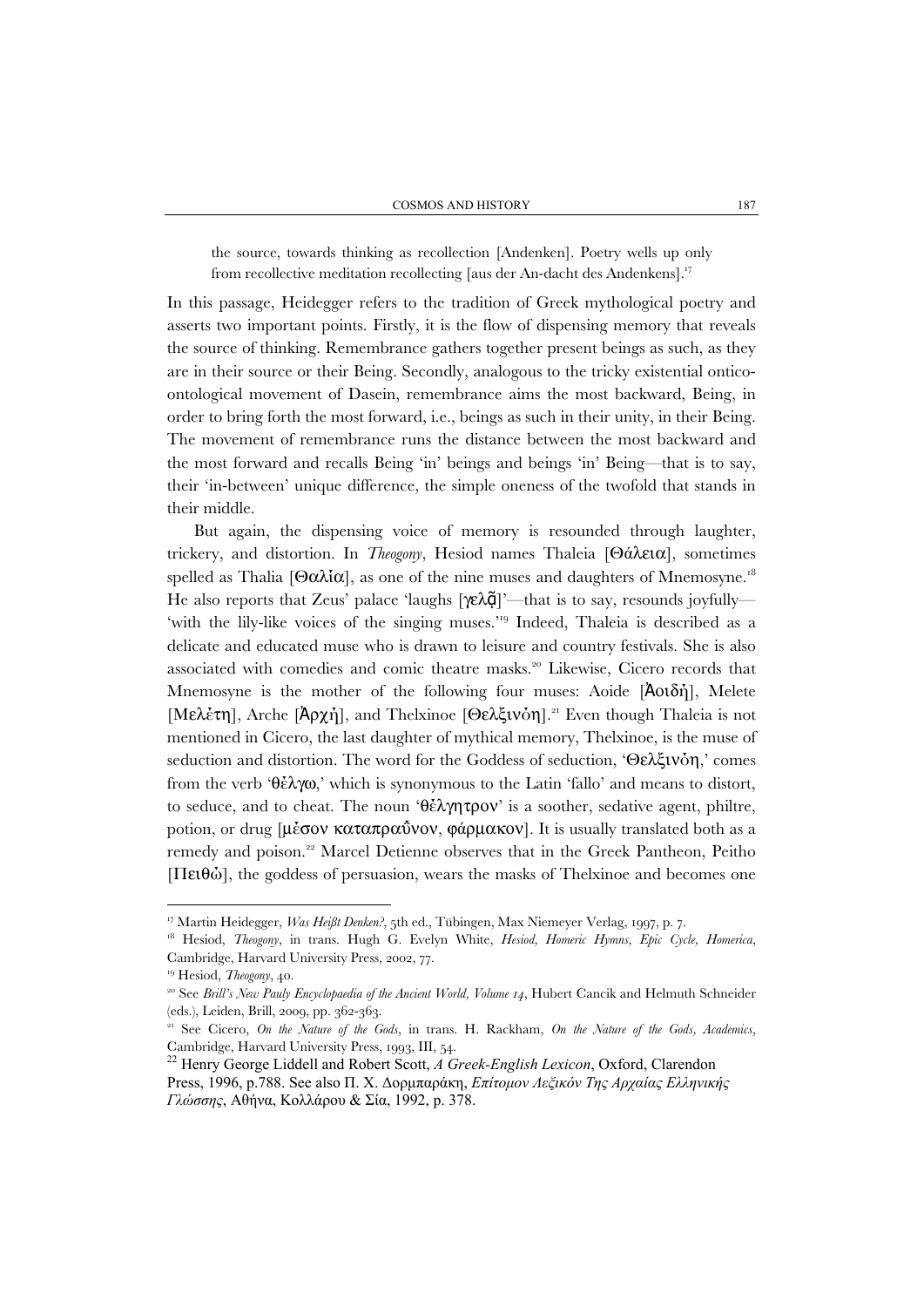> the source, towards thinking as recollection [Andenken]. Poetry wells up only from recollective meditation recollecting [aus der An-dacht des Andenkens].[17]

In this passage, Heidegger refers to the tradition of Greek mythological poetry and asserts two important points. Firstly, it is the flow of dispensing memory that reveals the source of thinking. Remembrance gathers together present beings as such, as they are in their source or their Being. Secondly, analogous to the tricky existential ontico-ontological movement of Dasein, remembrance aims the most backward, Being, in order to bring forth the most forward, i.e., beings as such in their unity, in their Being. The movement of remembrance runs the distance between the most backward and the most forward and recalls Being 'in' beings and beings 'in' Being—that is to say, their 'in-between' unique difference, the simple oneness of the twofold that stands in their middle.

But again, the dispensing voice of memory is resounded through laughter, trickery, and distortion. In *Theogony*, Hesiod names Thaleia [Θάλεια], sometimes spelled as Thalia [Θαλία], as one of the nine muses and daughters of Mnemosyne.[18] He also reports that Zeus' palace 'laughs [γελᾷ]'—that is to say, resounds joyfully—'with the lily-like voices of the singing muses.'[19] Indeed, Thaleia is described as a delicate and educated muse who is drawn to leisure and country festivals. She is also associated with comedies and comic theatre masks.[20] Likewise, Cicero records that Mnemosyne is the mother of the following four muses: Aoide [Ἀοιδὴ], Melete [Μελέτη], Arche [Ἀρχὴ], and Thelxinoe [Θελξινὸη].[21] Even though Thaleia is not mentioned in Cicero, the last daughter of mythical memory, Thelxinoe, is the muse of seduction and distortion. The word for the Goddess of seduction, 'Θελξινὸη,' comes from the verb 'θέλγω,' which is synonymous to the Latin 'fallo' and means to distort, to seduce, and to cheat. The noun 'θέλγητρον' is a soother, sedative agent, philtre, potion, or drug [μέσον καταπραΰνον, φάρμακον]. It is usually translated both as a remedy and poison.[22] Marcel Detienne observes that in the Greek Pantheon, Peitho [Πειθώ], the goddess of persuasion, wears the masks of Thelxinoe and becomes one

---

[17] Martin Heidegger, *Was Heißt Denken?*, 5th ed., Tübingen, Max Niemeyer Verlag, 1997, p. 7.

[18] Hesiod, *Theogony*, in trans. Hugh G. Evelyn White, *Hesiod, Homeric Hymns, Epic Cycle, Homerica*, Cambridge, Harvard University Press, 2002, 77.

[19] Hesiod, *Theogony*, 40.

[20] See *Brill's New Pauly Encyclopaedia of the Ancient World, Volume 14*, Hubert Cancik and Helmuth Schneider (eds.), Leiden, Brill, 2009, pp. 362-363.

[21] See Cicero, *On the Nature of the Gods*, in trans. H. Rackham, *On the Nature of the Gods, Academics*, Cambridge, Harvard University Press, 1993, III, 54.

[22] Henry George Liddell and Robert Scott, *A Greek-English Lexicon*, Oxford, Clarendon Press, 1996, p.788. See also Π. Χ. Δορμπαράκη, *Επίτομον Λεξικόν Της Αρχαίας Ελληνικής Γλώσσης*, Αθήνα, Κολλάρου & Σία, 1992, p. 378.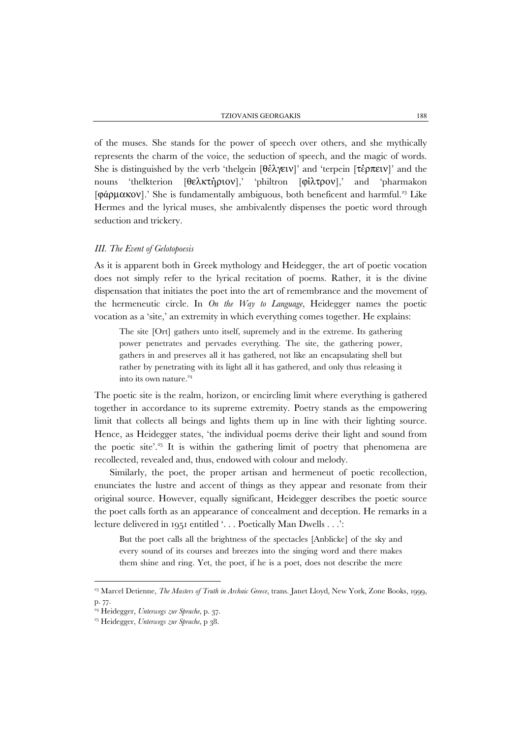of the muses. She stands for the power of speech over others, and she mythically represents the charm of the voice, the seduction of speech, and the magic of words. She is distinguished by the verb 'thelgein [θέλγειν]' and 'terpein [τέρπειν]' and the nouns 'thelkterion [θελκτήριον],' 'philtron [φἵλτρον],' and 'pharmakon [φάρμακον].' She is fundamentally ambiguous, both beneficent and harmful.[23] Like Hermes and the lyrical muses, she ambivalently dispenses the poetic word through seduction and trickery.

### *III. The Event of Gelotopoesis*

As it is apparent both in Greek mythology and Heidegger, the art of poetic vocation does not simply refer to the lyrical recitation of poems. Rather, it is the divine dispensation that initiates the poet into the art of remembrance and the movement of the hermeneutic circle. In *On the Way to Language*, Heidegger names the poetic vocation as a 'site,' an extremity in which everything comes together. He explains:

> The site [Ort] gathers unto itself, supremely and in the extreme. Its gathering power penetrates and pervades everything. The site, the gathering power, gathers in and preserves all it has gathered, not like an encapsulating shell but rather by penetrating with its light all it has gathered, and only thus releasing it into its own nature.[24]

The poetic site is the realm, horizon, or encircling limit where everything is gathered together in accordance to its supreme extremity. Poetry stands as the empowering limit that collects all beings and lights them up in line with their lighting source. Hence, as Heidegger states, 'the individual poems derive their light and sound from the poetic site'.[25] It is within the gathering limit of poetry that phenomena are recollected, revealed and, thus, endowed with colour and melody.

Similarly, the poet, the proper artisan and hermeneut of poetic recollection, enunciates the lustre and accent of things as they appear and resonate from their original source. However, equally significant, Heidegger describes the poetic source the poet calls forth as an appearance of concealment and deception. He remarks in a lecture delivered in 1951 entitled '. . . Poetically Man Dwells . . .':

> But the poet calls all the brightness of the spectacles [Anblicke] of the sky and every sound of its courses and breezes into the singing word and there makes them shine and ring. Yet, the poet, if he is a poet, does not describe the mere

---

[23] Marcel Detienne, *The Masters of Truth in Archaic Greece*, trans. Janet Lloyd, New York, Zone Books, 1999, p. 77.

[24] Heidegger, *Unterwegs zur Sprache*, p. 37.

[25] Heidegger, *Unterwegs zur Sprache*, p 38.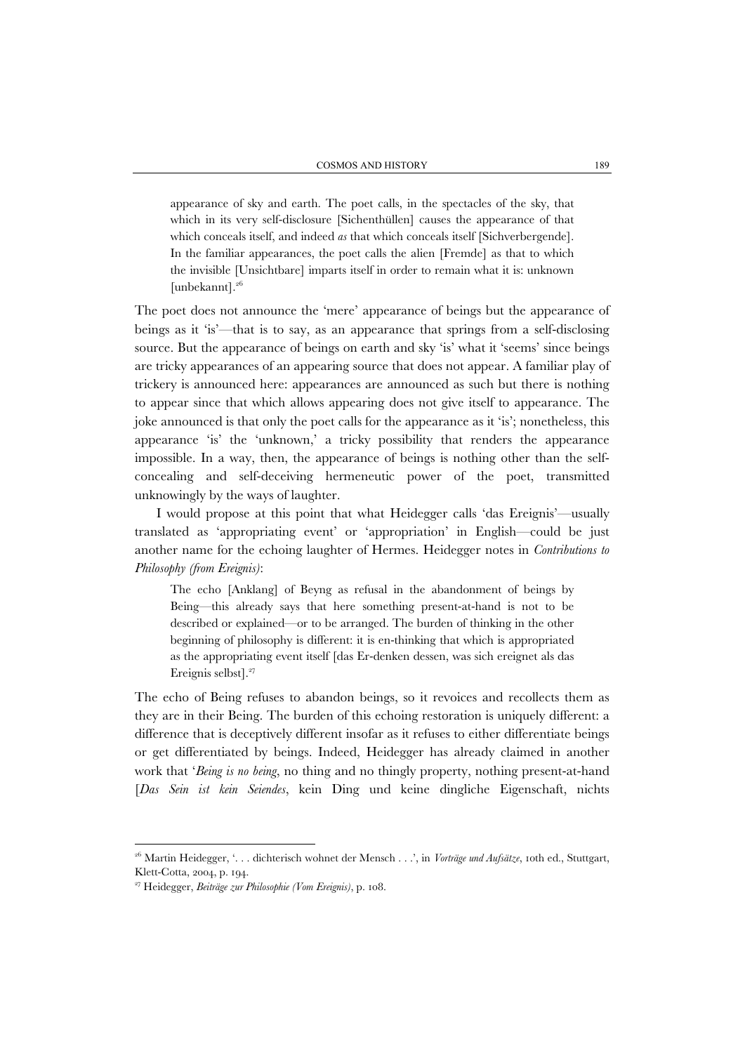> appearance of sky and earth. The poet calls, in the spectacles of the sky, that which in its very self-disclosure [Sichenthüllen] causes the appearance of that which conceals itself, and indeed *as* that which conceals itself [Sichverbergende]. In the familiar appearances, the poet calls the alien [Fremde] as that to which the invisible [Unsichtbare] imparts itself in order to remain what it is: unknown [unbekannt].[26]

The poet does not announce the 'mere' appearance of beings but the appearance of beings as it 'is'—that is to say, as an appearance that springs from a self-disclosing source. But the appearance of beings on earth and sky 'is' what it 'seems' since beings are tricky appearances of an appearing source that does not appear. A familiar play of trickery is announced here: appearances are announced as such but there is nothing to appear since that which allows appearing does not give itself to appearance. The joke announced is that only the poet calls for the appearance as it 'is'; nonetheless, this appearance 'is' the 'unknown,' a tricky possibility that renders the appearance impossible. In a way, then, the appearance of beings is nothing other than the self-concealing and self-deceiving hermeneutic power of the poet, transmitted unknowingly by the ways of laughter.

I would propose at this point that what Heidegger calls 'das Ereignis'—usually translated as 'appropriating event' or 'appropriation' in English—could be just another name for the echoing laughter of Hermes. Heidegger notes in *Contributions to Philosophy (from Ereignis)*:

> The echo [Anklang] of Beyng as refusal in the abandonment of beings by Being—this already says that here something present-at-hand is not to be described or explained—or to be arranged. The burden of thinking in the other beginning of philosophy is different: it is en-thinking that which is appropriated as the appropriating event itself [das Er-denken dessen, was sich ereignet als das Ereignis selbst].[27]

The echo of Being refuses to abandon beings, so it revoices and recollects them as they are in their Being. The burden of this echoing restoration is uniquely different: a difference that is deceptively different insofar as it refuses to either differentiate beings or get differentiated by beings. Indeed, Heidegger has already claimed in another work that '*Being is no being*, no thing and no thingly property, nothing present-at-hand [*Das Sein ist kein Seiendes*, kein Ding und keine dingliche Eigenschaft, nichts

---

[26] Martin Heidegger, '. . . dichterisch wohnet der Mensch . . .', in *Vorträge und Aufsätze*, 10th ed., Stuttgart, Klett-Cotta, 2004, p. 194.

[27] Heidegger, *Beiträge zur Philosophie (Vom Ereignis)*, p. 108.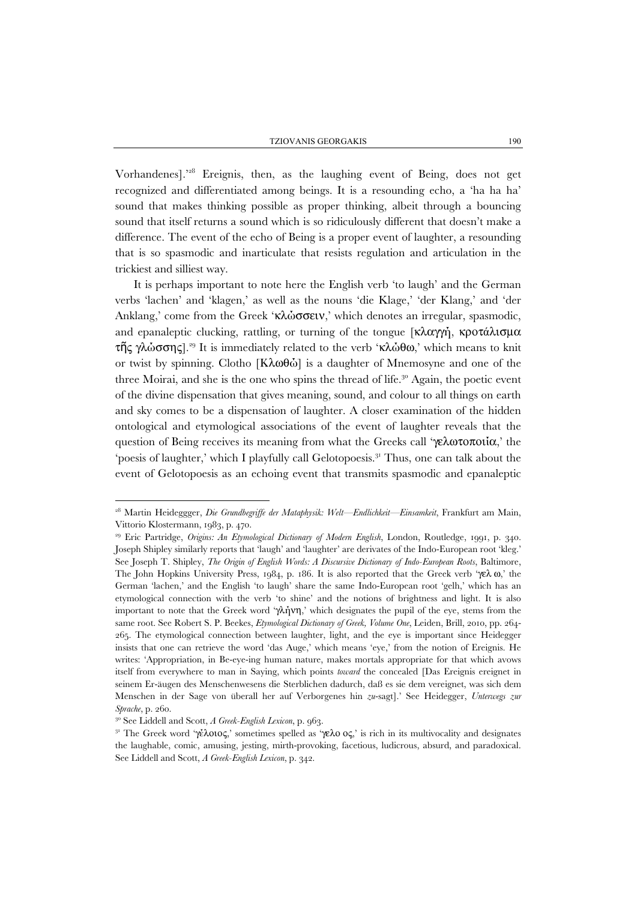Vorhandenes].'[28] Ereignis, then, as the laughing event of Being, does not get recognized and differentiated among beings. It is a resounding echo, a 'ha ha ha' sound that makes thinking possible as proper thinking, albeit through a bouncing sound that itself returns a sound which is so ridiculously different that doesn't make a difference. The event of the echo of Being is a proper event of laughter, a resounding that is so spasmodic and inarticulate that resists regulation and articulation in the trickiest and silliest way.

It is perhaps important to note here the English verb 'to laugh' and the German verbs 'lachen' and 'klagen,' as well as the nouns 'die Klage,' 'der Klang,' and 'der Anklang,' come from the Greek 'κλώσσειν,' which denotes an irregular, spasmodic, and epanaleptic clucking, rattling, or turning of the tongue [κλαγγὴ, κροτάλισμα τῆς γλώσσης].[29] It is immediately related to the verb 'κλώθω,' which means to knit or twist by spinning. Clotho [Κλωθώ] is a daughter of Mnemosyne and one of the three Moirai, and she is the one who spins the thread of life.[30] Again, the poetic event of the divine dispensation that gives meaning, sound, and colour to all things on earth and sky comes to be a dispensation of laughter. A closer examination of the hidden ontological and etymological associations of the event of laughter reveals that the question of Being receives its meaning from what the Greeks call 'γελωτοποιία,' the 'poesis of laughter,' which I playfully call Gelotopoesis.[31] Thus, one can talk about the event of Gelotopoesis as an echoing event that transmits spasmodic and epanaleptic

---

[28] Martin Heideggger, *Die Grundbegriffe der Mataphysik: Welt—Endlichkeit—Einsamkeit*, Frankfurt am Main, Vittorio Klostermann, 1983, p. 470.

[29] Eric Partridge, *Origins: An Etymological Dictionary of Modern English*, London, Routledge, 1991, p. 340. Joseph Shipley similarly reports that 'laugh' and 'laughter' are derivates of the Indo-European root 'kleg.' See Joseph T. Shipley, *The Origin of English Words: A Discursive Dictionary of Indo-European Roots*, Baltimore, The John Hopkins University Press, 1984, p. 186. It is also reported that the Greek verb 'γελ ω,' the German 'lachen,' and the English 'to laugh' share the same Indo-European root 'gelh,' which has an etymological connection with the verb 'to shine' and the notions of brightness and light. It is also important to note that the Greek word 'γλήνη,' which designates the pupil of the eye, stems from the same root. See Robert S. P. Beekes, *Etymological Dictionary of Greek, Volume One*, Leiden, Brill, 2010, pp. 264-265. The etymological connection between laughter, light, and the eye is important since Heidegger insists that one can retrieve the word 'das Auge,' which means 'eye,' from the notion of Ereignis. He writes: 'Appropriation, in Be-eye-ing human nature, makes mortals appropriate for that which avows itself from everywhere to man in Saying, which points *toward* the concealed [Das Ereignis ereignet in seinem Er-äugen des Menschenwesens die Sterblichen dadurch, daß es sie dem vereignet, was sich dem Menschen in der Sage von überall her auf Verborgenes hin *zu*-sagt].' See Heidegger, *Unterwegs zur Sprache*, p. 260.

[30] See Liddell and Scott, *A Greek-English Lexicon*, p. 963.

[31] The Greek word 'γέλοιος,' sometimes spelled as 'γελο ος,' is rich in its multivocality and designates the laughable, comic, amusing, jesting, mirth-provoking, facetious, ludicrous, absurd, and paradoxical. See Liddell and Scott, *A Greek-English Lexicon*, p. 342.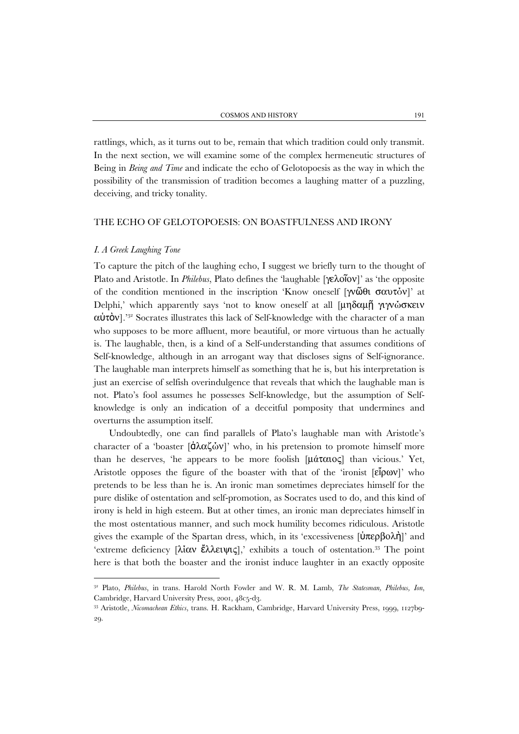rattlings, which, as it turns out to be, remain that which tradition could only transmit. In the next section, we will examine some of the complex hermeneutic structures of Being in *Being and Time* and indicate the echo of Gelotopoesis as the way in which the possibility of the transmission of tradition becomes a laughing matter of a puzzling, deceiving, and tricky tonality.

## THE ECHO OF GELOTOPOESIS: ON BOASTFULNESS AND IRONY

### *I. A Greek Laughing Tone*

To capture the pitch of the laughing echo, I suggest we briefly turn to the thought of Plato and Aristotle. In *Philebus*, Plato defines the 'laughable [γελοῖον]' as 'the opposite of the condition mentioned in the inscription 'Know oneself [γνῶθι σαυτὸν]' at Delphi,' which apparently says 'not to know oneself at all [μηδαμῇ γιγνώσκειν αὐτὸν].'[32] Socrates illustrates this lack of Self-knowledge with the character of a man who supposes to be more affluent, more beautiful, or more virtuous than he actually is. The laughable, then, is a kind of a Self-understanding that assumes conditions of Self-knowledge, although in an arrogant way that discloses signs of Self-ignorance. The laughable man interprets himself as something that he is, but his interpretation is just an exercise of selfish overindulgence that reveals that which the laughable man is not. Plato's fool assumes he possesses Self-knowledge, but the assumption of Self-knowledge is only an indication of a deceitful pomposity that undermines and overturns the assumption itself.

Undoubtedly, one can find parallels of Plato's laughable man with Aristotle's character of a 'boaster [ἀλαζὼν]' who, in his pretension to promote himself more than he deserves, 'he appears to be more foolish [μάταιος] than vicious.' Yet, Aristotle opposes the figure of the boaster with that of the 'ironist [εἴρων]' who pretends to be less than he is. An ironic man sometimes depreciates himself for the pure dislike of ostentation and self-promotion, as Socrates used to do, and this kind of irony is held in high esteem. But at other times, an ironic man depreciates himself in the most ostentatious manner, and such mock humility becomes ridiculous. Aristotle gives the example of the Spartan dress, which, in its 'excessiveness [ὑπερβολὴ]' and 'extreme deficiency [λίαν ἔλλειψις],' exhibits a touch of ostentation.[33] The point here is that both the boaster and the ironist induce laughter in an exactly opposite

---

[32] Plato, *Philebus*, in trans. Harold North Fowler and W. R. M. Lamb, *The Statesman, Philebus, Ion*, Cambridge, Harvard University Press, 2001, 48c5-d3.

[33] Aristotle, *Nicomachean Ethics*, trans. H. Rackham, Cambridge, Harvard University Press, 1999, 1127b9-29.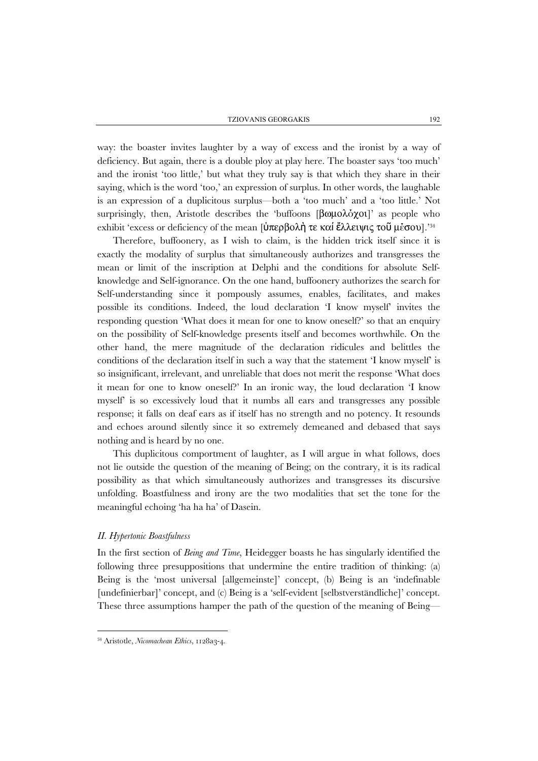way: the boaster invites laughter by a way of excess and the ironist by a way of deficiency. But again, there is a double ploy at play here. The boaster says 'too much' and the ironist 'too little,' but what they truly say is that which they share in their saying, which is the word 'too,' an expression of surplus. In other words, the laughable is an expression of a duplicitous surplus—both a 'too much' and a 'too little.' Not surprisingly, then, Aristotle describes the 'buffoons [βωμολόχοι]' as people who exhibit 'excess or deficiency of the mean [ὑπερβολὴ τε καί ἔλλειψις τοῦ μέσου].'[34]

Therefore, buffoonery, as I wish to claim, is the hidden trick itself since it is exactly the modality of surplus that simultaneously authorizes and transgresses the mean or limit of the inscription at Delphi and the conditions for absolute Self-knowledge and Self-ignorance. On the one hand, buffoonery authorizes the search for Self-understanding since it pompously assumes, enables, facilitates, and makes possible its conditions. Indeed, the loud declaration 'I know myself' invites the responding question 'What does it mean for one to know oneself?' so that an enquiry on the possibility of Self-knowledge presents itself and becomes worthwhile. On the other hand, the mere magnitude of the declaration ridicules and belittles the conditions of the declaration itself in such a way that the statement 'I know myself' is so insignificant, irrelevant, and unreliable that does not merit the response 'What does it mean for one to know oneself?' In an ironic way, the loud declaration 'I know myself' is so excessively loud that it numbs all ears and transgresses any possible response; it falls on deaf ears as if itself has no strength and no potency. It resounds and echoes around silently since it so extremely demeaned and debased that says nothing and is heard by no one.

This duplicitous comportment of laughter, as I will argue in what follows, does not lie outside the question of the meaning of Being; on the contrary, it is its radical possibility as that which simultaneously authorizes and transgresses its discursive unfolding. Boastfulness and irony are the two modalities that set the tone for the meaningful echoing 'ha ha ha' of Dasein.

### *II. Hypertonic Boastfulness*

In the first section of *Being and Time*, Heidegger boasts he has singularly identified the following three presuppositions that undermine the entire tradition of thinking: (a) Being is the 'most universal [allgemeinste]' concept, (b) Being is an 'indefinable [undefinierbar]' concept, and (c) Being is a 'self-evident [selbstverständliche]' concept. These three assumptions hamper the path of the question of the meaning of Being—

[34] Aristotle, *Nicomachean Ethics*, 1128a3-4.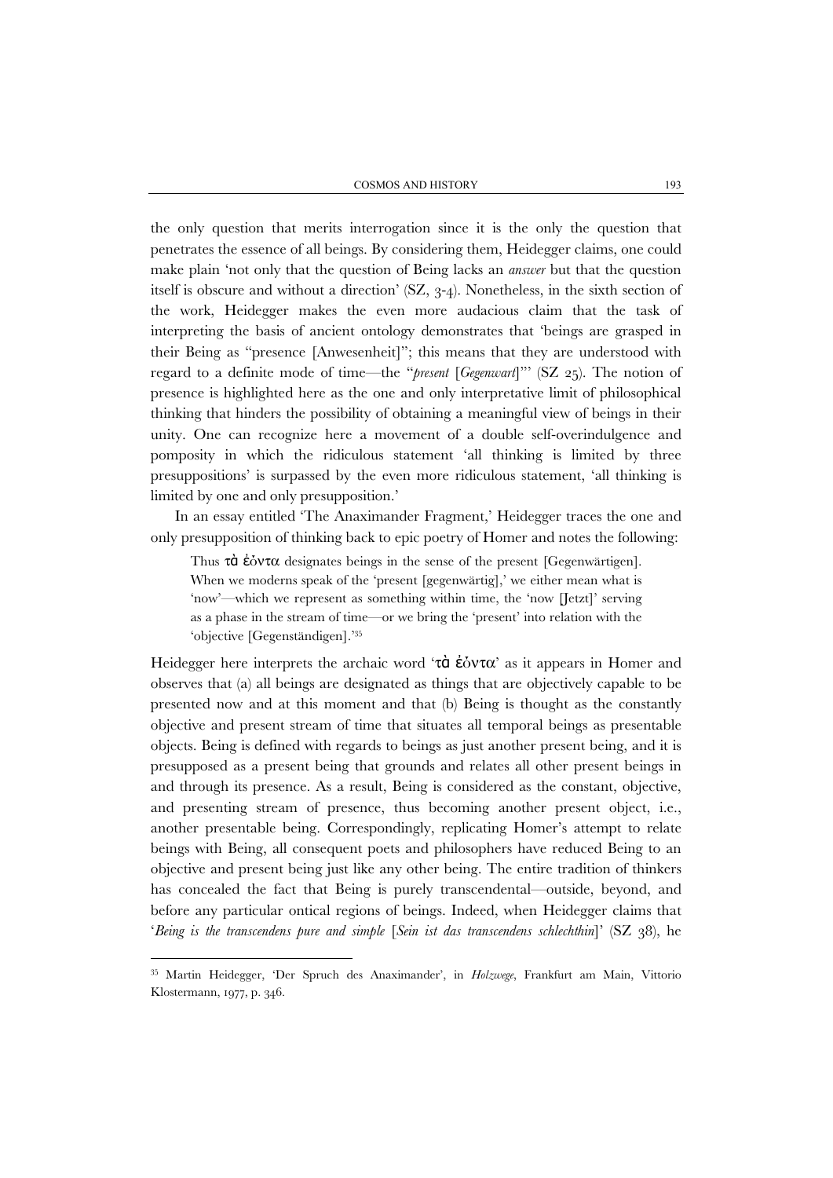the only question that merits interrogation since it is the only the question that penetrates the essence of all beings. By considering them, Heidegger claims, one could make plain 'not only that the question of Being lacks an *answer* but that the question itself is obscure and without a direction' (SZ, 3-4). Nonetheless, in the sixth section of the work, Heidegger makes the even more audacious claim that the task of interpreting the basis of ancient ontology demonstrates that 'beings are grasped in their Being as "presence [Anwesenheit]"; this means that they are understood with regard to a definite mode of time—the "*present* [*Gegenwart*]"' (SZ 25). The notion of presence is highlighted here as the one and only interpretative limit of philosophical thinking that hinders the possibility of obtaining a meaningful view of beings in their unity. One can recognize here a movement of a double self-overindulgence and pomposity in which the ridiculous statement 'all thinking is limited by three presuppositions' is surpassed by the even more ridiculous statement, 'all thinking is limited by one and only presupposition.'

In an essay entitled 'The Anaximander Fragment,' Heidegger traces the one and only presupposition of thinking back to epic poetry of Homer and notes the following:

> Thus τὰ ἐόντα designates beings in the sense of the present [Gegenwärtigen]. When we moderns speak of the 'present [gegenwärtig],' we either mean what is 'now'—which we represent as something within time, the 'now [Jetzt]' serving as a phase in the stream of time—or we bring the 'present' into relation with the 'objective [Gegenständigen].'[35]

Heidegger here interprets the archaic word 'τὰ ἐόντα' as it appears in Homer and observes that (a) all beings are designated as things that are objectively capable to be presented now and at this moment and that (b) Being is thought as the constantly objective and present stream of time that situates all temporal beings as presentable objects. Being is defined with regards to beings as just another present being, and it is presupposed as a present being that grounds and relates all other present beings in and through its presence. As a result, Being is considered as the constant, objective, and presenting stream of presence, thus becoming another present object, i.e., another presentable being. Correspondingly, replicating Homer's attempt to relate beings with Being, all consequent poets and philosophers have reduced Being to an objective and present being just like any other being. The entire tradition of thinkers has concealed the fact that Being is purely transcendental—outside, beyond, and before any particular ontical regions of beings. Indeed, when Heidegger claims that '*Being is the transcendens pure and simple* [*Sein ist das transcendens schlechthin*]' (SZ 38), he

[35] Martin Heidegger, 'Der Spruch des Anaximander', in *Holzwege*, Frankfurt am Main, Vittorio Klostermann, 1977, p. 346.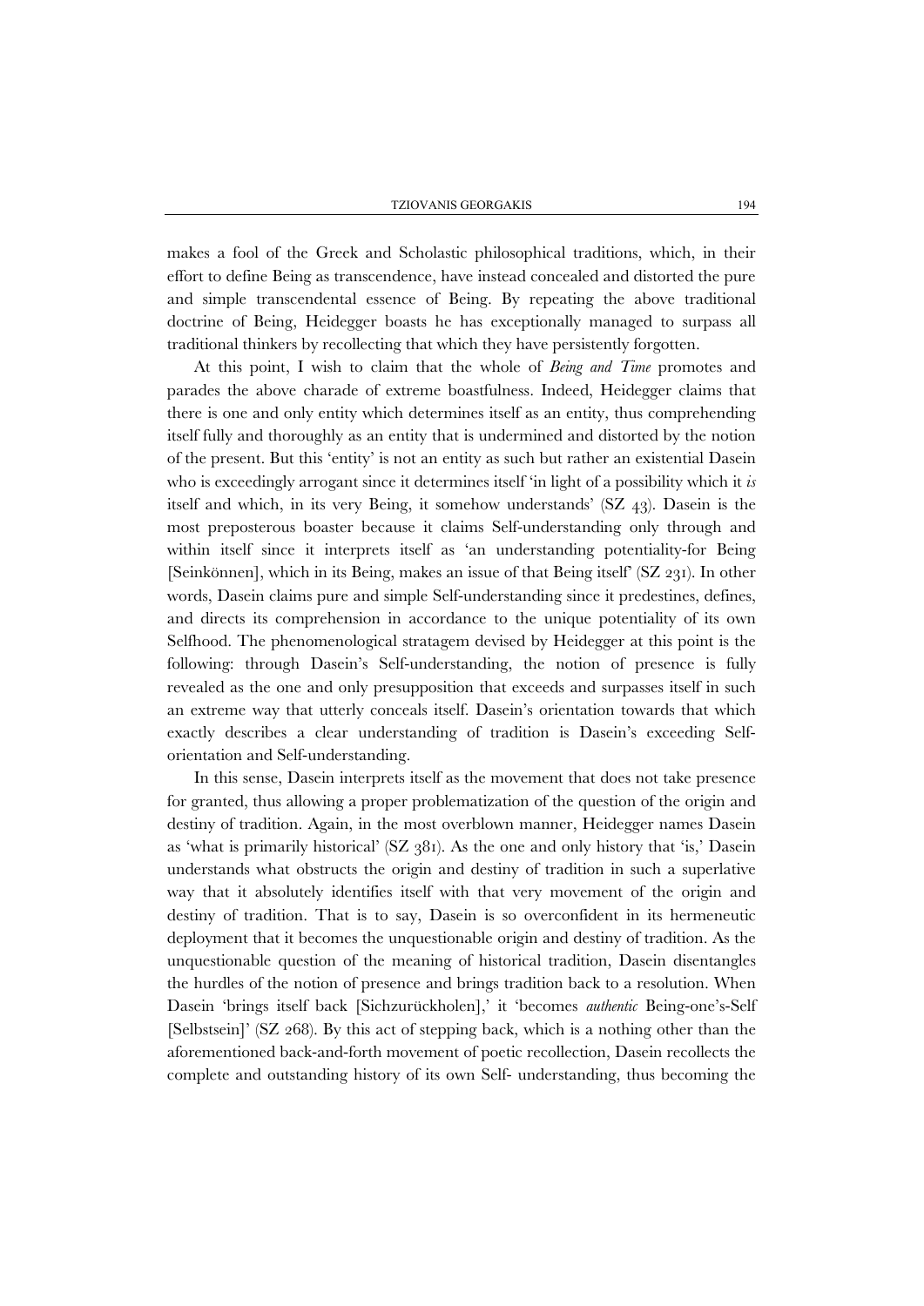makes a fool of the Greek and Scholastic philosophical traditions, which, in their effort to define Being as transcendence, have instead concealed and distorted the pure and simple transcendental essence of Being. By repeating the above traditional doctrine of Being, Heidegger boasts he has exceptionally managed to surpass all traditional thinkers by recollecting that which they have persistently forgotten.

At this point, I wish to claim that the whole of *Being and Time* promotes and parades the above charade of extreme boastfulness. Indeed, Heidegger claims that there is one and only entity which determines itself as an entity, thus comprehending itself fully and thoroughly as an entity that is undermined and distorted by the notion of the present. But this 'entity' is not an entity as such but rather an existential Dasein who is exceedingly arrogant since it determines itself 'in light of a possibility which it *is* itself and which, in its very Being, it somehow understands' (SZ 43). Dasein is the most preposterous boaster because it claims Self-understanding only through and within itself since it interprets itself as 'an understanding potentiality-for Being [Seinkönnen], which in its Being, makes an issue of that Being itself' (SZ 231). In other words, Dasein claims pure and simple Self-understanding since it predestines, defines, and directs its comprehension in accordance to the unique potentiality of its own Selfhood. The phenomenological stratagem devised by Heidegger at this point is the following: through Dasein's Self-understanding, the notion of presence is fully revealed as the one and only presupposition that exceeds and surpasses itself in such an extreme way that utterly conceals itself. Dasein's orientation towards that which exactly describes a clear understanding of tradition is Dasein's exceeding Self-orientation and Self-understanding.

In this sense, Dasein interprets itself as the movement that does not take presence for granted, thus allowing a proper problematization of the question of the origin and destiny of tradition. Again, in the most overblown manner, Heidegger names Dasein as 'what is primarily historical' (SZ 381). As the one and only history that 'is,' Dasein understands what obstructs the origin and destiny of tradition in such a superlative way that it absolutely identifies itself with that very movement of the origin and destiny of tradition. That is to say, Dasein is so overconfident in its hermeneutic deployment that it becomes the unquestionable origin and destiny of tradition. As the unquestionable question of the meaning of historical tradition, Dasein disentangles the hurdles of the notion of presence and brings tradition back to a resolution. When Dasein 'brings itself back [Sichzurückholen],' it 'becomes *authentic* Being-one's-Self [Selbstsein]' (SZ 268). By this act of stepping back, which is a nothing other than the aforementioned back-and-forth movement of poetic recollection, Dasein recollects the complete and outstanding history of its own Self- understanding, thus becoming the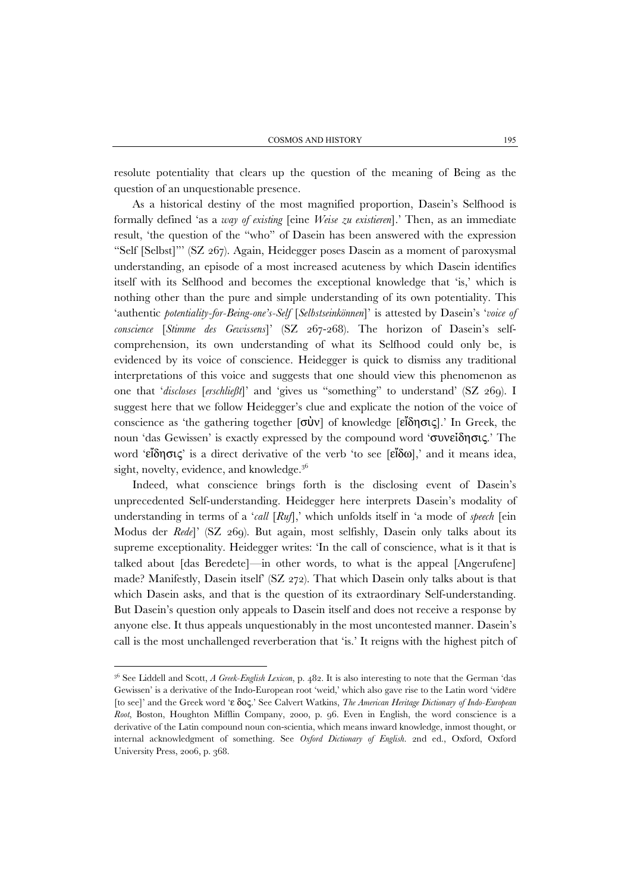resolute potentiality that clears up the question of the meaning of Being as the question of an unquestionable presence.

As a historical destiny of the most magnified proportion, Dasein's Selfhood is formally defined 'as a *way of existing* [eine *Weise zu existieren*].' Then, as an immediate result, 'the question of the "who" of Dasein has been answered with the expression "Self [Selbst]"' (SZ 267). Again, Heidegger poses Dasein as a moment of paroxysmal understanding, an episode of a most increased acuteness by which Dasein identifies itself with its Selfhood and becomes the exceptional knowledge that 'is,' which is nothing other than the pure and simple understanding of its own potentiality. This 'authentic *potentiality-for-Being-one's-Self* [*Selbstseinkönnen*]' is attested by Dasein's '*voice of conscience* [*Stimme des Gewissens*]' (SZ 267-268). The horizon of Dasein's self-comprehension, its own understanding of what its Selfhood could only be, is evidenced by its voice of conscience. Heidegger is quick to dismiss any traditional interpretations of this voice and suggests that one should view this phenomenon as one that '*discloses* [*erschließt*]' and 'gives us "something" to understand' (SZ 269). I suggest here that we follow Heidegger's clue and explicate the notion of the voice of conscience as 'the gathering together [σὺν] of knowledge [εἴδησις].' In Greek, the noun 'das Gewissen' is exactly expressed by the compound word 'συνείδησις.' The word 'εἴδησις' is a direct derivative of the verb 'to see [εἴδω],' and it means idea, sight, novelty, evidence, and knowledge.[36]

Indeed, what conscience brings forth is the disclosing event of Dasein's unprecedented Self-understanding. Heidegger here interprets Dasein's modality of understanding in terms of a '*call* [*Ruf*],' which unfolds itself in 'a mode of *speech* [ein Modus der *Rede*]' (SZ 269). But again, most selfishly, Dasein only talks about its supreme exceptionality. Heidegger writes: 'In the call of conscience, what is it that is talked about [das Beredete]—in other words, to what is the appeal [Angerufene] made? Manifestly, Dasein itself' (SZ 272). That which Dasein only talks about is that which Dasein asks, and that is the question of its extraordinary Self-understanding. But Dasein's question only appeals to Dasein itself and does not receive a response by anyone else. It thus appeals unquestionably in the most uncontested manner. Dasein's call is the most unchallenged reverberation that 'is.' It reigns with the highest pitch of

---

[36] See Liddell and Scott, *A Greek-English Lexicon*, p. 482. It is also interesting to note that the German 'das Gewissen' is a derivative of the Indo-European root 'weid,' which also gave rise to the Latin word 'vidēre [to see]' and the Greek word 'ε δος.' See Calvert Watkins, *The American Heritage Dictionary of Indo-European Root*, Boston, Houghton Mifflin Company, 2000, p. 96. Even in English, the word conscience is a derivative of the Latin compound noun con-scientia, which means inward knowledge, inmost thought, or internal acknowledgment of something. See *Oxford Dictionary of English*. 2nd ed., Oxford, Oxford University Press, 2006, p. 368.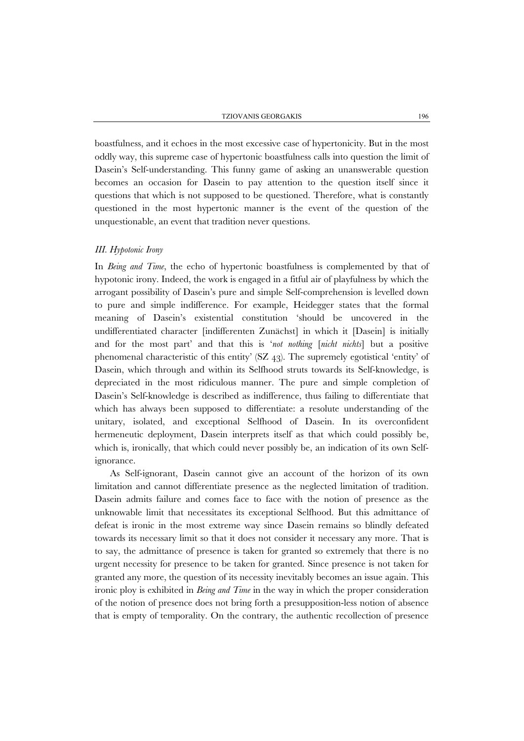boastfulness, and it echoes in the most excessive case of hypertonicity. But in the most oddly way, this supreme case of hypertonic boastfulness calls into question the limit of Dasein's Self-understanding. This funny game of asking an unanswerable question becomes an occasion for Dasein to pay attention to the question itself since it questions that which is not supposed to be questioned. Therefore, what is constantly questioned in the most hypertonic manner is the event of the question of the unquestionable, an event that tradition never questions.

### *III. Hypotonic Irony*

In *Being and Time*, the echo of hypertonic boastfulness is complemented by that of hypotonic irony. Indeed, the work is engaged in a fitful air of playfulness by which the arrogant possibility of Dasein's pure and simple Self-comprehension is levelled down to pure and simple indifference. For example, Heidegger states that the formal meaning of Dasein's existential constitution 'should be uncovered in the undifferentiated character [indifferenten Zunächst] in which it [Dasein] is initially and for the most part' and that this is '*not nothing* [*nicht nichts*] but a positive phenomenal characteristic of this entity' (SZ 43). The supremely egotistical 'entity' of Dasein, which through and within its Selfhood struts towards its Self-knowledge, is depreciated in the most ridiculous manner. The pure and simple completion of Dasein's Self-knowledge is described as indifference, thus failing to differentiate that which has always been supposed to differentiate: a resolute understanding of the unitary, isolated, and exceptional Selfhood of Dasein. In its overconfident hermeneutic deployment, Dasein interprets itself as that which could possibly be, which is, ironically, that which could never possibly be, an indication of its own Self-ignorance.

As Self-ignorant, Dasein cannot give an account of the horizon of its own limitation and cannot differentiate presence as the neglected limitation of tradition. Dasein admits failure and comes face to face with the notion of presence as the unknowable limit that necessitates its exceptional Selfhood. But this admittance of defeat is ironic in the most extreme way since Dasein remains so blindly defeated towards its necessary limit so that it does not consider it necessary any more. That is to say, the admittance of presence is taken for granted so extremely that there is no urgent necessity for presence to be taken for granted. Since presence is not taken for granted any more, the question of its necessity inevitably becomes an issue again. This ironic ploy is exhibited in *Being and Time* in the way in which the proper consideration of the notion of presence does not bring forth a presupposition-less notion of absence that is empty of temporality. On the contrary, the authentic recollection of presence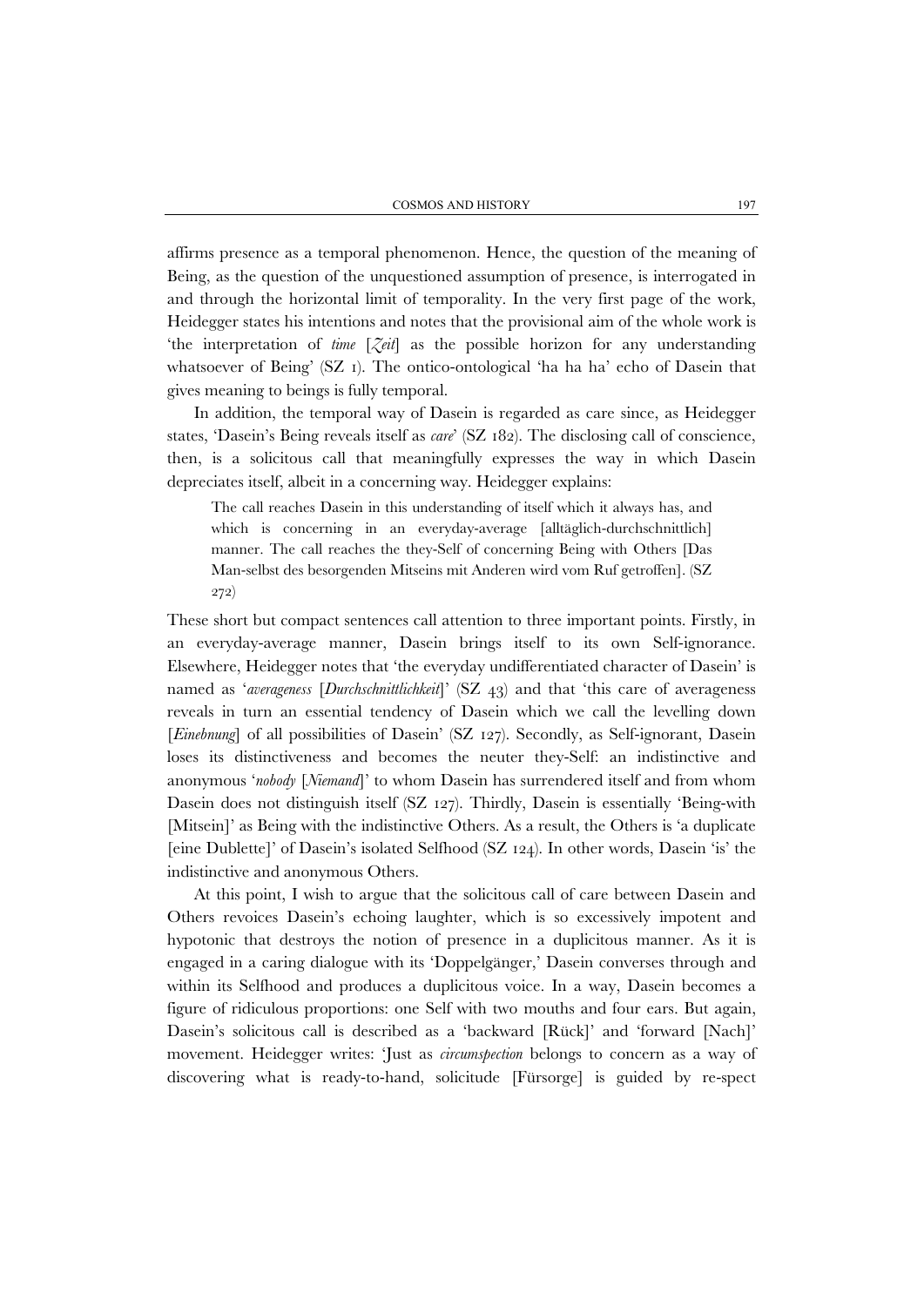affirms presence as a temporal phenomenon. Hence, the question of the meaning of Being, as the question of the unquestioned assumption of presence, is interrogated in and through the horizontal limit of temporality. In the very first page of the work, Heidegger states his intentions and notes that the provisional aim of the whole work is 'the interpretation of *time* [*Zeit*] as the possible horizon for any understanding whatsoever of Being' (SZ 1). The ontico-ontological 'ha ha ha' echo of Dasein that gives meaning to beings is fully temporal.

In addition, the temporal way of Dasein is regarded as care since, as Heidegger states, 'Dasein's Being reveals itself as *care*' (SZ 182). The disclosing call of conscience, then, is a solicitous call that meaningfully expresses the way in which Dasein depreciates itself, albeit in a concerning way. Heidegger explains:

> The call reaches Dasein in this understanding of itself which it always has, and which is concerning in an everyday-average [alltäglich-durchschnittlich] manner. The call reaches the they-Self of concerning Being with Others [Das Man-selbst des besorgenden Mitseins mit Anderen wird vom Ruf getroffen]. (SZ 272)

These short but compact sentences call attention to three important points. Firstly, in an everyday-average manner, Dasein brings itself to its own Self-ignorance. Elsewhere, Heidegger notes that 'the everyday undifferentiated character of Dasein' is named as '*averageness* [*Durchschnittlichkeit*]' (SZ 43) and that 'this care of averageness reveals in turn an essential tendency of Dasein which we call the levelling down [*Einebnung*] of all possibilities of Dasein' (SZ 127). Secondly, as Self-ignorant, Dasein loses its distinctiveness and becomes the neuter they-Self: an indistinctive and anonymous '*nobody* [*Niemand*]' to whom Dasein has surrendered itself and from whom Dasein does not distinguish itself (SZ 127). Thirdly, Dasein is essentially 'Being-with [Mitsein]' as Being with the indistinctive Others. As a result, the Others is 'a duplicate [eine Dublette]' of Dasein's isolated Selfhood (SZ 124). In other words, Dasein 'is' the indistinctive and anonymous Others.

At this point, I wish to argue that the solicitous call of care between Dasein and Others revoices Dasein's echoing laughter, which is so excessively impotent and hypotonic that destroys the notion of presence in a duplicitous manner. As it is engaged in a caring dialogue with its 'Doppelgänger,' Dasein converses through and within its Selfhood and produces a duplicitous voice. In a way, Dasein becomes a figure of ridiculous proportions: one Self with two mouths and four ears. But again, Dasein's solicitous call is described as a 'backward [Rück]' and 'forward [Nach]' movement. Heidegger writes: 'Just as *circumspection* belongs to concern as a way of discovering what is ready-to-hand, solicitude [Fürsorge] is guided by re-spect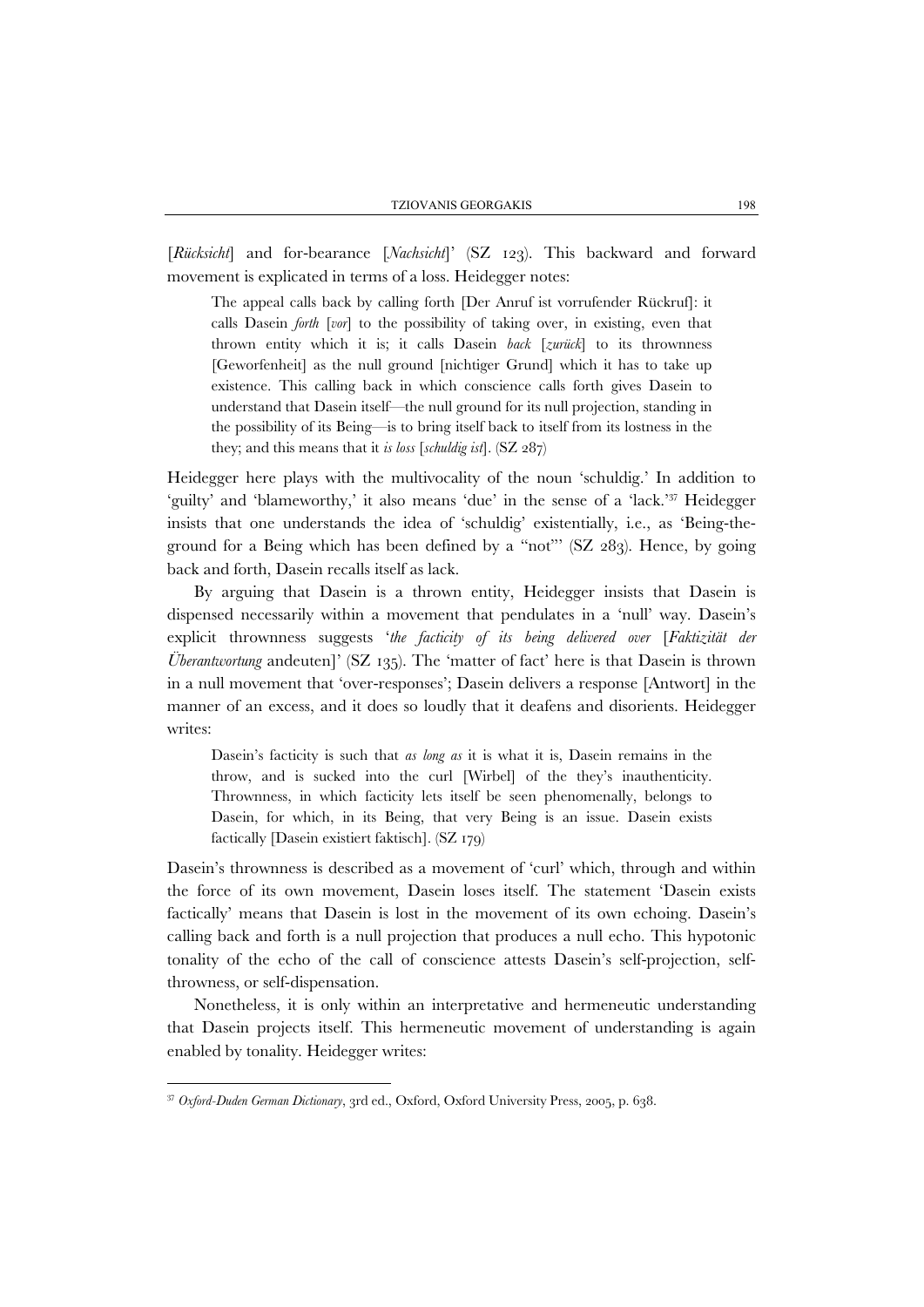[*Rücksicht*] and for-bearance [*Nachsicht*]' (SZ 123). This backward and forward movement is explicated in terms of a loss. Heidegger notes:

> The appeal calls back by calling forth [Der Anruf ist vorrufender Rückruf]: it calls Dasein *forth* [*vor*] to the possibility of taking over, in existing, even that thrown entity which it is; it calls Dasein *back* [*zurück*] to its thrownness [Geworfenheit] as the null ground [nichtiger Grund] which it has to take up existence. This calling back in which conscience calls forth gives Dasein to understand that Dasein itself—the null ground for its null projection, standing in the possibility of its Being—is to bring itself back to itself from its lostness in the they; and this means that it *is loss* [*schuldig ist*]. (SZ 287)

Heidegger here plays with the multivocality of the noun 'schuldig.' In addition to 'guilty' and 'blameworthy,' it also means 'due' in the sense of a 'lack.'[37] Heidegger insists that one understands the idea of 'schuldig' existentially, i.e., as 'Being-the-ground for a Being which has been defined by a "not"' (SZ 283). Hence, by going back and forth, Dasein recalls itself as lack.

By arguing that Dasein is a thrown entity, Heidegger insists that Dasein is dispensed necessarily within a movement that pendulates in a 'null' way. Dasein's explicit thrownness suggests '*the facticity of its being delivered over* [*Faktizität der Überantwortung* andeuten]' (SZ 135). The 'matter of fact' here is that Dasein is thrown in a null movement that 'over-responses'; Dasein delivers a response [Antwort] in the manner of an excess, and it does so loudly that it deafens and disorients. Heidegger writes:

> Dasein's facticity is such that *as long as* it is what it is, Dasein remains in the throw, and is sucked into the curl [Wirbel] of the they's inauthenticity. Thrownness, in which facticity lets itself be seen phenomenally, belongs to Dasein, for which, in its Being, that very Being is an issue. Dasein exists factically [Dasein existiert faktisch]. (SZ 179)

Dasein's thrownness is described as a movement of 'curl' which, through and within the force of its own movement, Dasein loses itself. The statement 'Dasein exists factically' means that Dasein is lost in the movement of its own echoing. Dasein's calling back and forth is a null projection that produces a null echo. This hypotonic tonality of the echo of the call of conscience attests Dasein's self-projection, self-throwness, or self-dispensation.

Nonetheless, it is only within an interpretative and hermeneutic understanding that Dasein projects itself. This hermeneutic movement of understanding is again enabled by tonality. Heidegger writes:

---

[37] *Oxford-Duden German Dictionary*, 3rd ed., Oxford, Oxford University Press, 2005, p. 638.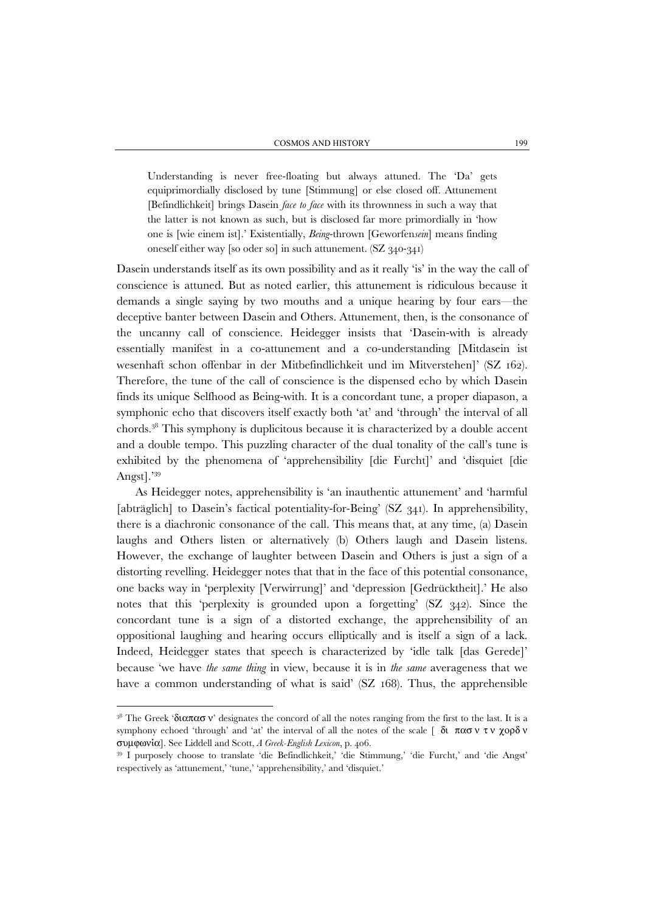> Understanding is never free-floating but always attuned. The 'Da' gets equiprimordially disclosed by tune [Stimmung] or else closed off. Attunement [Befindlichkeit] brings Dasein *face to face* with its thrownness in such a way that the latter is not known as such, but is disclosed far more primordially in 'how one is [wie einem ist].' Existentially, *Being*-thrown [Geworfen*sein*] means finding oneself either way [so oder so] in such attunement. (SZ 340-341)

Dasein understands itself as its own possibility and as it really 'is' in the way the call of conscience is attuned. But as noted earlier, this attunement is ridiculous because it demands a single saying by two mouths and a unique hearing by four ears—the deceptive banter between Dasein and Others. Attunement, then, is the consonance of the uncanny call of conscience. Heidegger insists that 'Dasein-with is already essentially manifest in a co-attunement and a co-understanding [Mitdasein ist wesenhaft schon offenbar in der Mitbefindlichkeit und im Mitverstehen]' (SZ 162). Therefore, the tune of the call of conscience is the dispensed echo by which Dasein finds its unique Selfhood as Being-with. It is a concordant tune, a proper diapason, a symphonic echo that discovers itself exactly both 'at' and 'through' the interval of all chords.[38] This symphony is duplicitous because it is characterized by a double accent and a double tempo. This puzzling character of the dual tonality of the call's tune is exhibited by the phenomena of 'apprehensibility [die Furcht]' and 'disquiet [die Angst].'[39]

As Heidegger notes, apprehensibility is 'an inauthentic attunement' and 'harmful [abträglich] to Dasein's factical potentiality-for-Being' (SZ 341). In apprehensibility, there is a diachronic consonance of the call. This means that, at any time, (a) Dasein laughs and Others listen or alternatively (b) Others laugh and Dasein listens. However, the exchange of laughter between Dasein and Others is just a sign of a distorting revelling. Heidegger notes that that in the face of this potential consonance, one backs way in 'perplexity [Verwirrung]' and 'depression [Gedrücktheit].' He also notes that this 'perplexity is grounded upon a forgetting' (SZ 342). Since the concordant tune is a sign of a distorted exchange, the apprehensibility of an oppositional laughing and hearing occurs elliptically and is itself a sign of a lack. Indeed, Heidegger states that speech is characterized by 'idle talk [das Gerede]' because 'we have *the same thing* in view, because it is in *the same* averageness that we have a common understanding of what is said' (SZ 168). Thus, the apprehensible

---

[38] The Greek 'διαπασ ν' designates the concord of all the notes ranging from the first to the last. It is a symphony echoed 'through' and 'at' the interval of all the notes of the scale [ δι πασ ν τ ν χορδ ν συμφωνία]. See Liddell and Scott, *A Greek-English Lexicon*, p. 406.

[39] I purposely choose to translate 'die Befindlichkeit,' 'die Stimmung,' 'die Furcht,' and 'die Angst' respectively as 'attunement,' 'tune,' 'apprehensibility,' and 'disquiet.'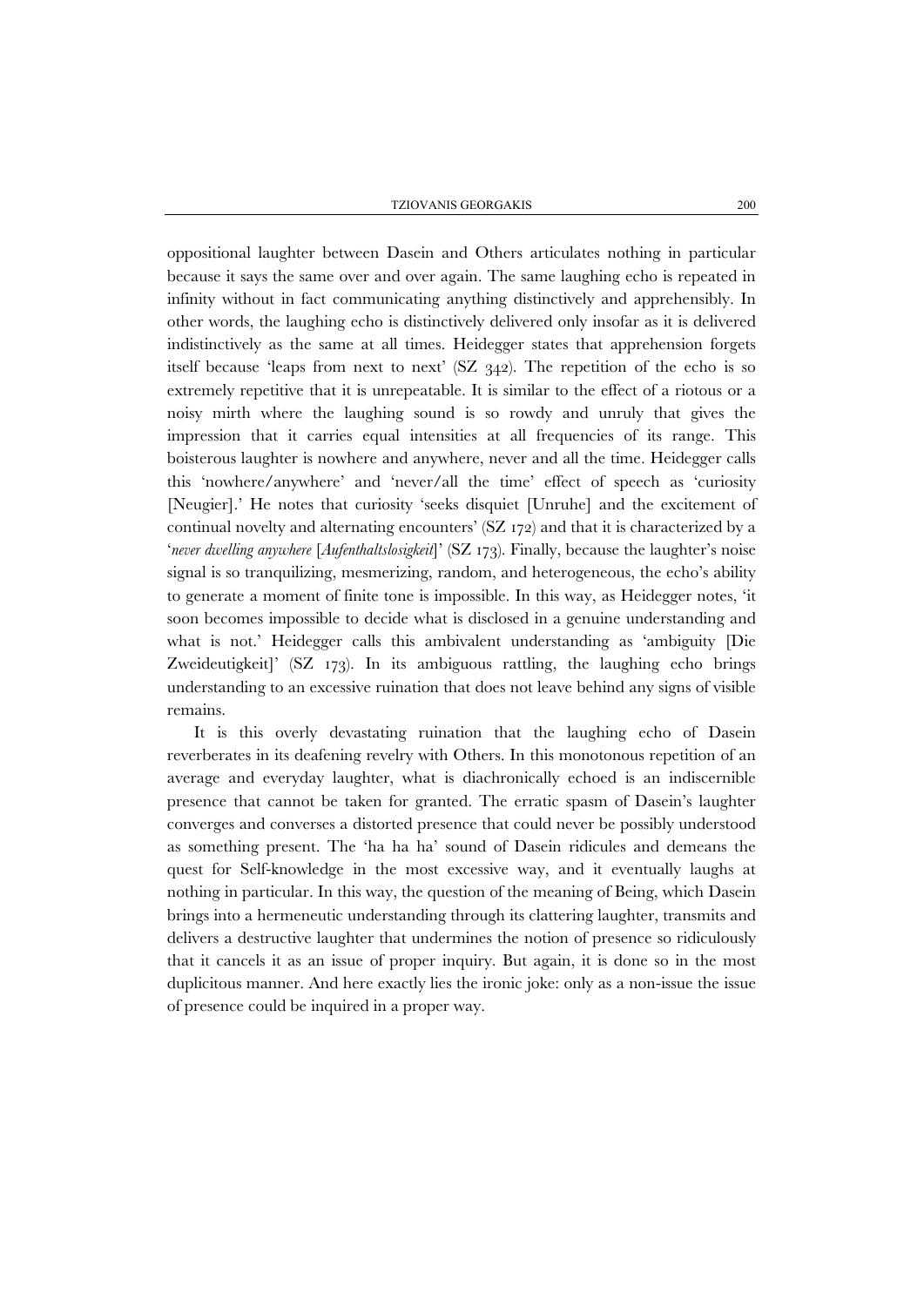oppositional laughter between Dasein and Others articulates nothing in particular because it says the same over and over again. The same laughing echo is repeated in infinity without in fact communicating anything distinctively and apprehensibly. In other words, the laughing echo is distinctively delivered only insofar as it is delivered indistinctively as the same at all times. Heidegger states that apprehension forgets itself because 'leaps from next to next' (SZ 342). The repetition of the echo is so extremely repetitive that it is unrepeatable. It is similar to the effect of a riotous or a noisy mirth where the laughing sound is so rowdy and unruly that gives the impression that it carries equal intensities at all frequencies of its range. This boisterous laughter is nowhere and anywhere, never and all the time. Heidegger calls this 'nowhere/anywhere' and 'never/all the time' effect of speech as 'curiosity [Neugier].' He notes that curiosity 'seeks disquiet [Unruhe] and the excitement of continual novelty and alternating encounters' (SZ 172) and that it is characterized by a '*never dwelling anywhere* [*Aufenthaltslosigkeit*]' (SZ 173). Finally, because the laughter's noise signal is so tranquilizing, mesmerizing, random, and heterogeneous, the echo's ability to generate a moment of finite tone is impossible. In this way, as Heidegger notes, 'it soon becomes impossible to decide what is disclosed in a genuine understanding and what is not.' Heidegger calls this ambivalent understanding as 'ambiguity [Die Zweideutigkeit]' (SZ 173). In its ambiguous rattling, the laughing echo brings understanding to an excessive ruination that does not leave behind any signs of visible remains.

It is this overly devastating ruination that the laughing echo of Dasein reverberates in its deafening revelry with Others. In this monotonous repetition of an average and everyday laughter, what is diachronically echoed is an indiscernible presence that cannot be taken for granted. The erratic spasm of Dasein's laughter converges and converses a distorted presence that could never be possibly understood as something present. The 'ha ha ha' sound of Dasein ridicules and demeans the quest for Self-knowledge in the most excessive way, and it eventually laughs at nothing in particular. In this way, the question of the meaning of Being, which Dasein brings into a hermeneutic understanding through its clattering laughter, transmits and delivers a destructive laughter that undermines the notion of presence so ridiculously that it cancels it as an issue of proper inquiry. But again, it is done so in the most duplicitous manner. And here exactly lies the ironic joke: only as a non-issue the issue of presence could be inquired in a proper way.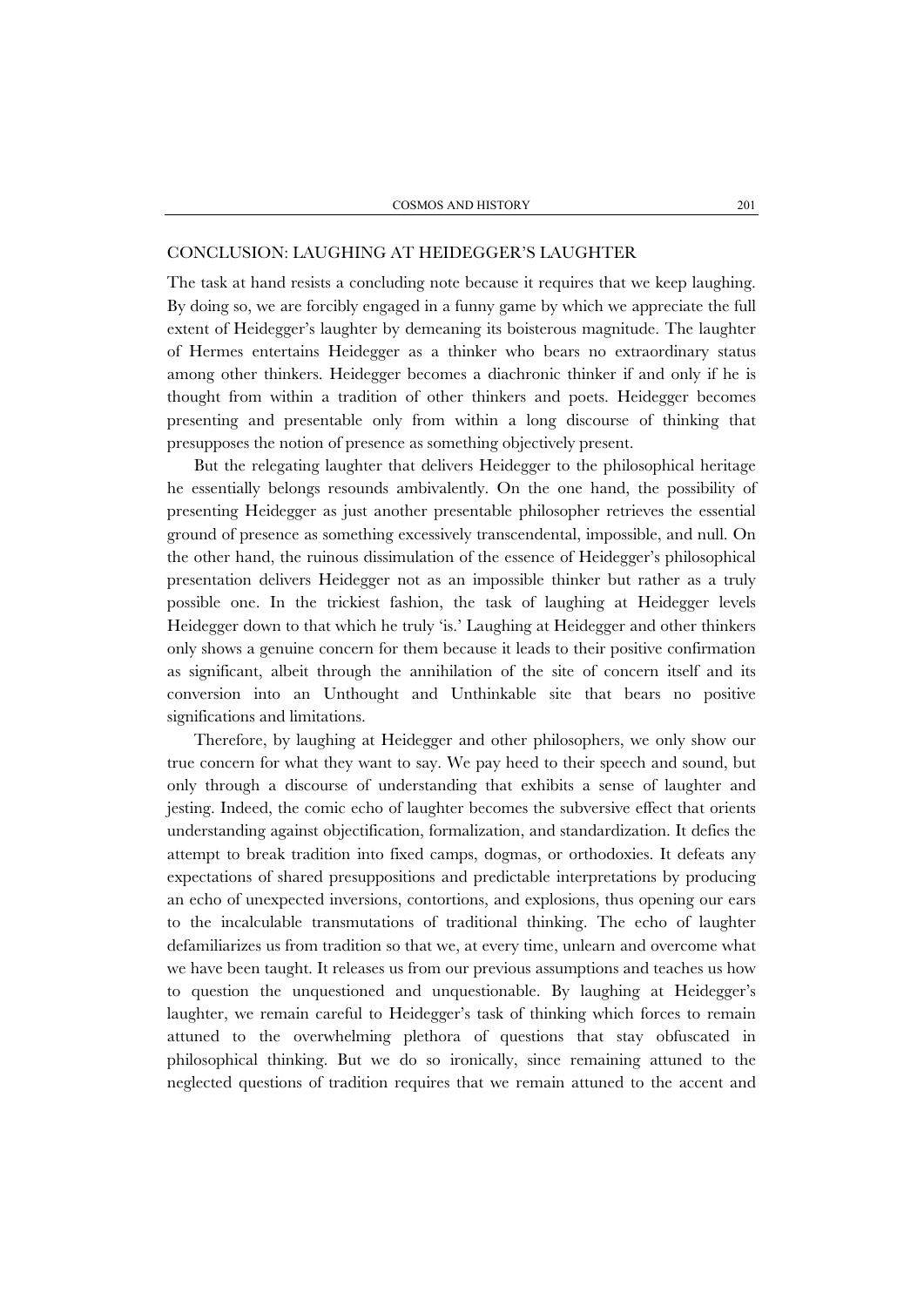## CONCLUSION: LAUGHING AT HEIDEGGER'S LAUGHTER

The task at hand resists a concluding note because it requires that we keep laughing. By doing so, we are forcibly engaged in a funny game by which we appreciate the full extent of Heidegger's laughter by demeaning its boisterous magnitude. The laughter of Hermes entertains Heidegger as a thinker who bears no extraordinary status among other thinkers. Heidegger becomes a diachronic thinker if and only if he is thought from within a tradition of other thinkers and poets. Heidegger becomes presenting and presentable only from within a long discourse of thinking that presupposes the notion of presence as something objectively present.

But the relegating laughter that delivers Heidegger to the philosophical heritage he essentially belongs resounds ambivalently. On the one hand, the possibility of presenting Heidegger as just another presentable philosopher retrieves the essential ground of presence as something excessively transcendental, impossible, and null. On the other hand, the ruinous dissimulation of the essence of Heidegger's philosophical presentation delivers Heidegger not as an impossible thinker but rather as a truly possible one. In the trickiest fashion, the task of laughing at Heidegger levels Heidegger down to that which he truly 'is.' Laughing at Heidegger and other thinkers only shows a genuine concern for them because it leads to their positive confirmation as significant, albeit through the annihilation of the site of concern itself and its conversion into an Unthought and Unthinkable site that bears no positive significations and limitations.

Therefore, by laughing at Heidegger and other philosophers, we only show our true concern for what they want to say. We pay heed to their speech and sound, but only through a discourse of understanding that exhibits a sense of laughter and jesting. Indeed, the comic echo of laughter becomes the subversive effect that orients understanding against objectification, formalization, and standardization. It defies the attempt to break tradition into fixed camps, dogmas, or orthodoxies. It defeats any expectations of shared presuppositions and predictable interpretations by producing an echo of unexpected inversions, contortions, and explosions, thus opening our ears to the incalculable transmutations of traditional thinking. The echo of laughter defamiliarizes us from tradition so that we, at every time, unlearn and overcome what we have been taught. It releases us from our previous assumptions and teaches us how to question the unquestioned and unquestionable. By laughing at Heidegger's laughter, we remain careful to Heidegger's task of thinking which forces to remain attuned to the overwhelming plethora of questions that stay obfuscated in philosophical thinking. But we do so ironically, since remaining attuned to the neglected questions of tradition requires that we remain attuned to the accent and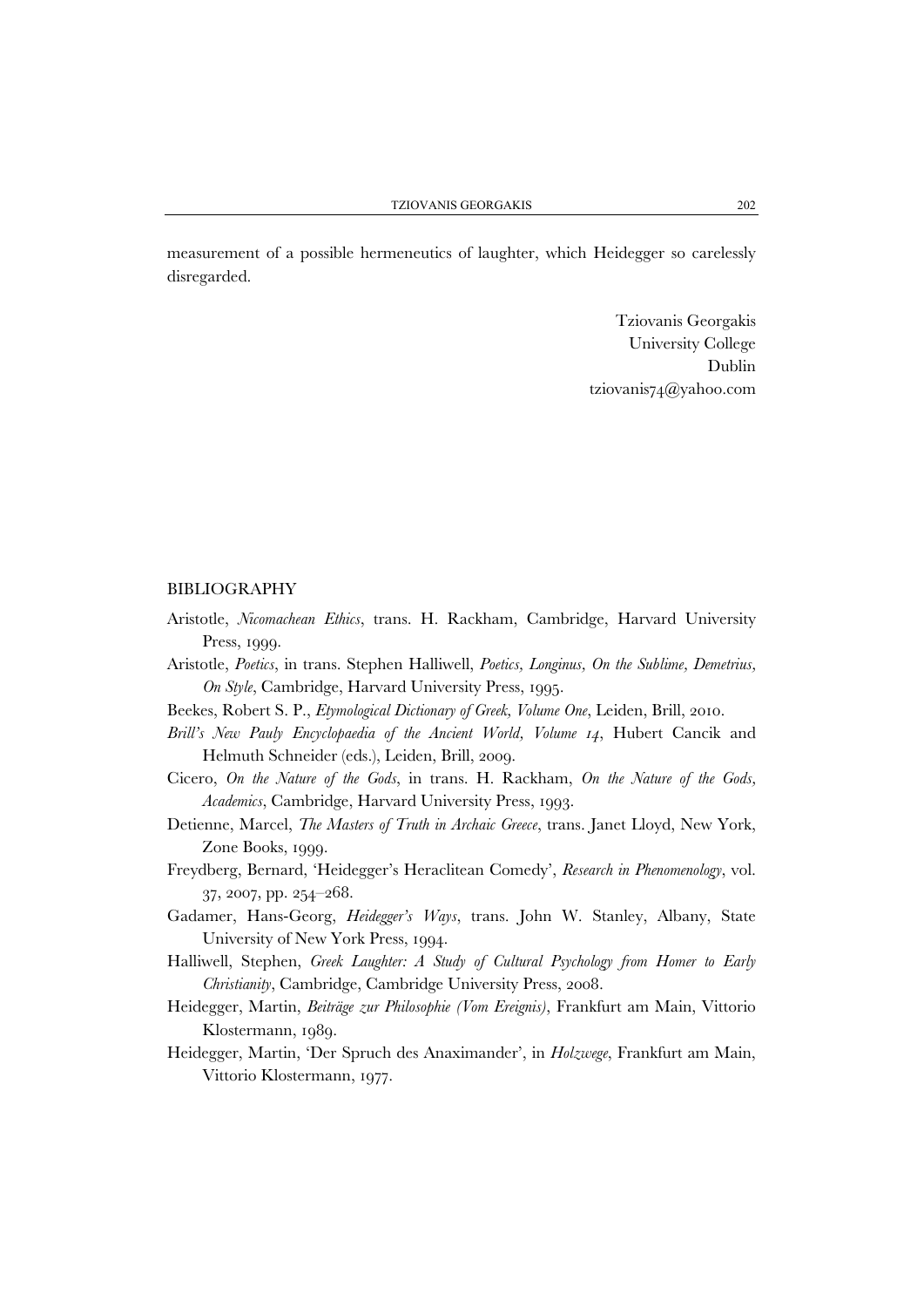measurement of a possible hermeneutics of laughter, which Heidegger so carelessly disregarded.

Tziovanis Georgakis  
University College  
Dublin  
tziovanis74@yahoo.com

## BIBLIOGRAPHY

Aristotle, *Nicomachean Ethics*, trans. H. Rackham, Cambridge, Harvard University Press, 1999.

Aristotle, *Poetics*, in trans. Stephen Halliwell, *Poetics, Longinus, On the Sublime, Demetrius, On Style*, Cambridge, Harvard University Press, 1995.

Beekes, Robert S. P., *Etymological Dictionary of Greek, Volume One*, Leiden, Brill, 2010.

*Brill's New Pauly Encyclopaedia of the Ancient World, Volume 14*, Hubert Cancik and Helmuth Schneider (eds.), Leiden, Brill, 2009.

Cicero, *On the Nature of the Gods*, in trans. H. Rackham, *On the Nature of the Gods, Academics*, Cambridge, Harvard University Press, 1993.

Detienne, Marcel, *The Masters of Truth in Archaic Greece*, trans. Janet Lloyd, New York, Zone Books, 1999.

Freydberg, Bernard, 'Heidegger's Heraclitean Comedy', *Research in Phenomenology*, vol. 37, 2007, pp. 254–268.

Gadamer, Hans-Georg, *Heidegger's Ways*, trans. John W. Stanley, Albany, State University of New York Press, 1994.

Halliwell, Stephen, *Greek Laughter: A Study of Cultural Psychology from Homer to Early Christianity*, Cambridge, Cambridge University Press, 2008.

Heidegger, Martin, *Beiträge zur Philosophie (Vom Ereignis)*, Frankfurt am Main, Vittorio Klostermann, 1989.

Heidegger, Martin, 'Der Spruch des Anaximander', in *Holzwege*, Frankfurt am Main, Vittorio Klostermann, 1977.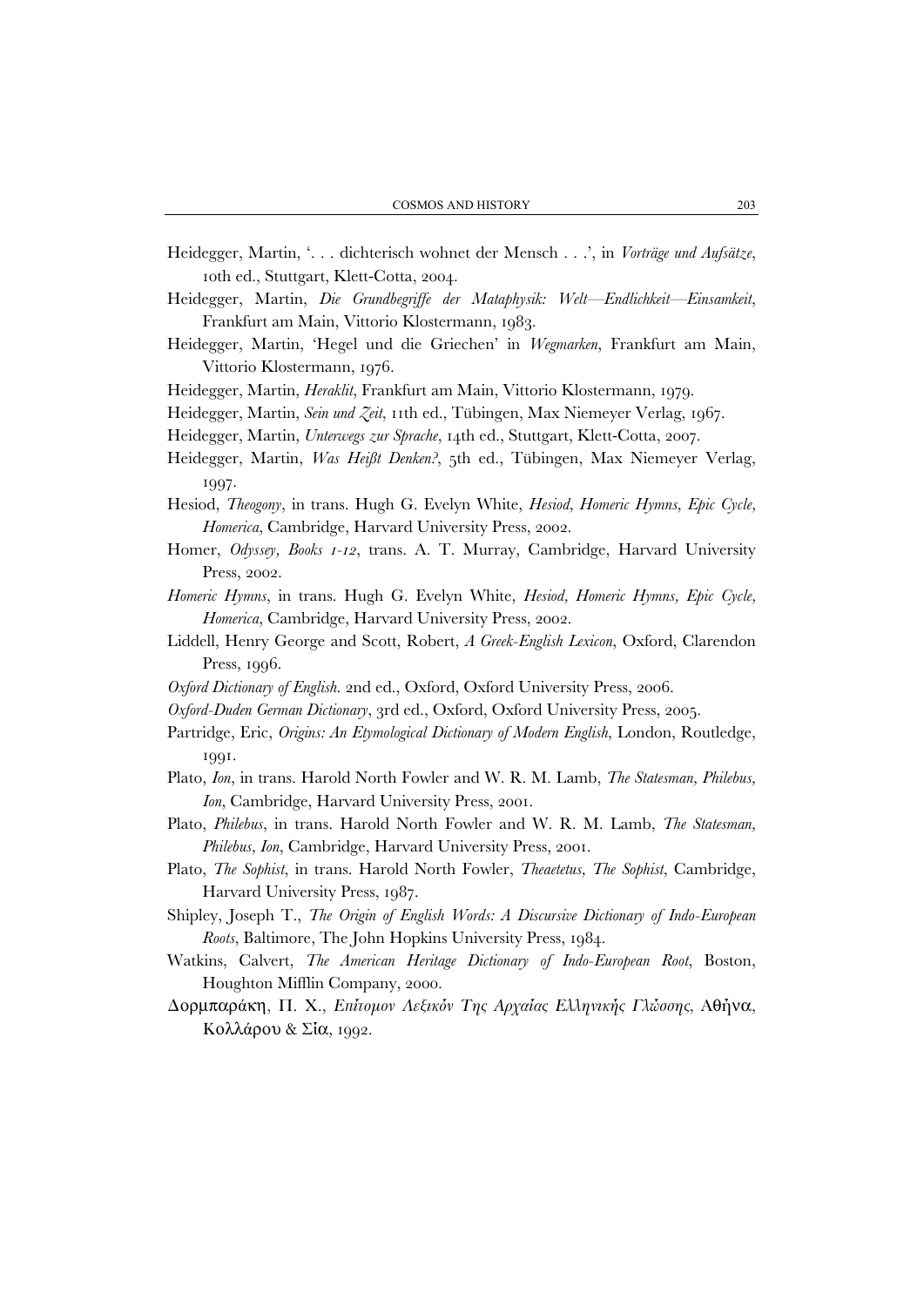Heidegger, Martin, '. . . dichterisch wohnet der Mensch . . .', in *Vorträge und Aufsätze*, 10th ed., Stuttgart, Klett-Cotta, 2004.

Heidegger, Martin, *Die Grundbegriffe der Mataphysik: Welt—Endlichkeit—Einsamkeit*, Frankfurt am Main, Vittorio Klostermann, 1983.

Heidegger, Martin, 'Hegel und die Griechen' in *Wegmarken*, Frankfurt am Main, Vittorio Klostermann, 1976.

Heidegger, Martin, *Heraklit*, Frankfurt am Main, Vittorio Klostermann, 1979.

Heidegger, Martin, *Sein und Zeit*, 11th ed., Tübingen, Max Niemeyer Verlag, 1967.

Heidegger, Martin, *Unterwegs zur Sprache*, 14th ed., Stuttgart, Klett-Cotta, 2007.

Heidegger, Martin, *Was Heißt Denken?*, 5th ed., Tübingen, Max Niemeyer Verlag, 1997.

Hesiod, *Theogony*, in trans. Hugh G. Evelyn White, *Hesiod, Homeric Hymns, Epic Cycle, Homerica*, Cambridge, Harvard University Press, 2002.

Homer, *Odyssey, Books 1-12*, trans. A. T. Murray, Cambridge, Harvard University Press, 2002.

*Homeric Hymns*, in trans. Hugh G. Evelyn White, *Hesiod, Homeric Hymns, Epic Cycle, Homerica*, Cambridge, Harvard University Press, 2002.

Liddell, Henry George and Scott, Robert, *A Greek-English Lexicon*, Oxford, Clarendon Press, 1996.

*Oxford Dictionary of English.* 2nd ed., Oxford, Oxford University Press, 2006.

*Oxford-Duden German Dictionary*, 3rd ed., Oxford, Oxford University Press, 2005.

Partridge, Eric, *Origins: An Etymological Dictionary of Modern English*, London, Routledge, 1991.

Plato, *Ion*, in trans. Harold North Fowler and W. R. M. Lamb, *The Statesman, Philebus, Ion*, Cambridge, Harvard University Press, 2001.

Plato, *Philebus*, in trans. Harold North Fowler and W. R. M. Lamb, *The Statesman, Philebus, Ion*, Cambridge, Harvard University Press, 2001.

Plato, *The Sophist*, in trans. Harold North Fowler, *Theaetetus, The Sophist*, Cambridge, Harvard University Press, 1987.

Shipley, Joseph T., *The Origin of English Words: A Discursive Dictionary of Indo-European Roots*, Baltimore, The John Hopkins University Press, 1984.

Watkins, Calvert, *The American Heritage Dictionary of Indo-European Root*, Boston, Houghton Mifflin Company, 2000.

Δορμπαράκη, Π. Χ., *Επίτομον Λεξικόν Της Αρχαίας Ελληνικής Γλώσσης*, Αθήνα, Κολλάρου & Σία, 1992.